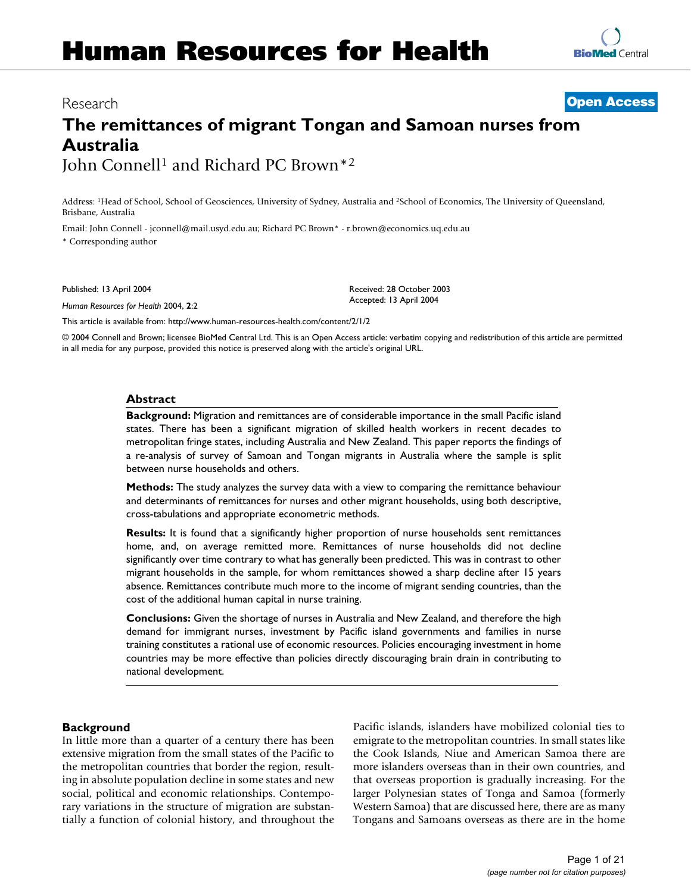# Human Resources for Health

Research **Open Access**

## The remittances of migrant Tongan and Samoan nurses from Australia

John Connell[1] and Richard PC Brown*[2]

Address: [1]Head of School, School of Geosciences, University of Sydney, Australia and [2]School of Economics, The University of Queensland, Brisbane, Australia

Email: John Connell - jconnell@mail.usyd.edu.au; Richard PC Brown* - r.brown@economics.uq.edu.au

* Corresponding author

Published: 13 April 2004

*Human Resources for Health* 2004, **2**:2

Received: 28 October 2003
Accepted: 13 April 2004

This article is available from: http://www.human-resources-health.com/content/2/1/2

© 2004 Connell and Brown; licensee BioMed Central Ltd. This is an Open Access article: verbatim copying and redistribution of this article are permitted in all media for any purpose, provided this notice is preserved along with the article's original URL.

### Abstract

**Background:** Migration and remittances are of considerable importance in the small Pacific island states. There has been a significant migration of skilled health workers in recent decades to metropolitan fringe states, including Australia and New Zealand. This paper reports the findings of a re-analysis of survey of Samoan and Tongan migrants in Australia where the sample is split between nurse households and others.

**Methods:** The study analyzes the survey data with a view to comparing the remittance behaviour and determinants of remittances for nurses and other migrant households, using both descriptive, cross-tabulations and appropriate econometric methods.

**Results:** It is found that a significantly higher proportion of nurse households sent remittances home, and, on average remitted more. Remittances of nurse households did not decline significantly over time contrary to what has generally been predicted. This was in contrast to other migrant households in the sample, for whom remittances showed a sharp decline after 15 years absence. Remittances contribute much more to the income of migrant sending countries, than the cost of the additional human capital in nurse training.

**Conclusions:** Given the shortage of nurses in Australia and New Zealand, and therefore the high demand for immigrant nurses, investment by Pacific island governments and families in nurse training constitutes a rational use of economic resources. Policies encouraging investment in home countries may be more effective than policies directly discouraging brain drain in contributing to national development.

## Background

In little more than a quarter of a century there has been extensive migration from the small states of the Pacific to the metropolitan countries that border the region, resulting in absolute population decline in some states and new social, political and economic relationships. Contemporary variations in the structure of migration are substantially a function of colonial history, and throughout the Pacific islands, islanders have mobilized colonial ties to emigrate to the metropolitan countries. In small states like the Cook Islands, Niue and American Samoa there are more islanders overseas than in their own countries, and that overseas proportion is gradually increasing. For the larger Polynesian states of Tonga and Samoa (formerly Western Samoa) that are discussed here, there are as many Tongans and Samoans overseas as there are in the home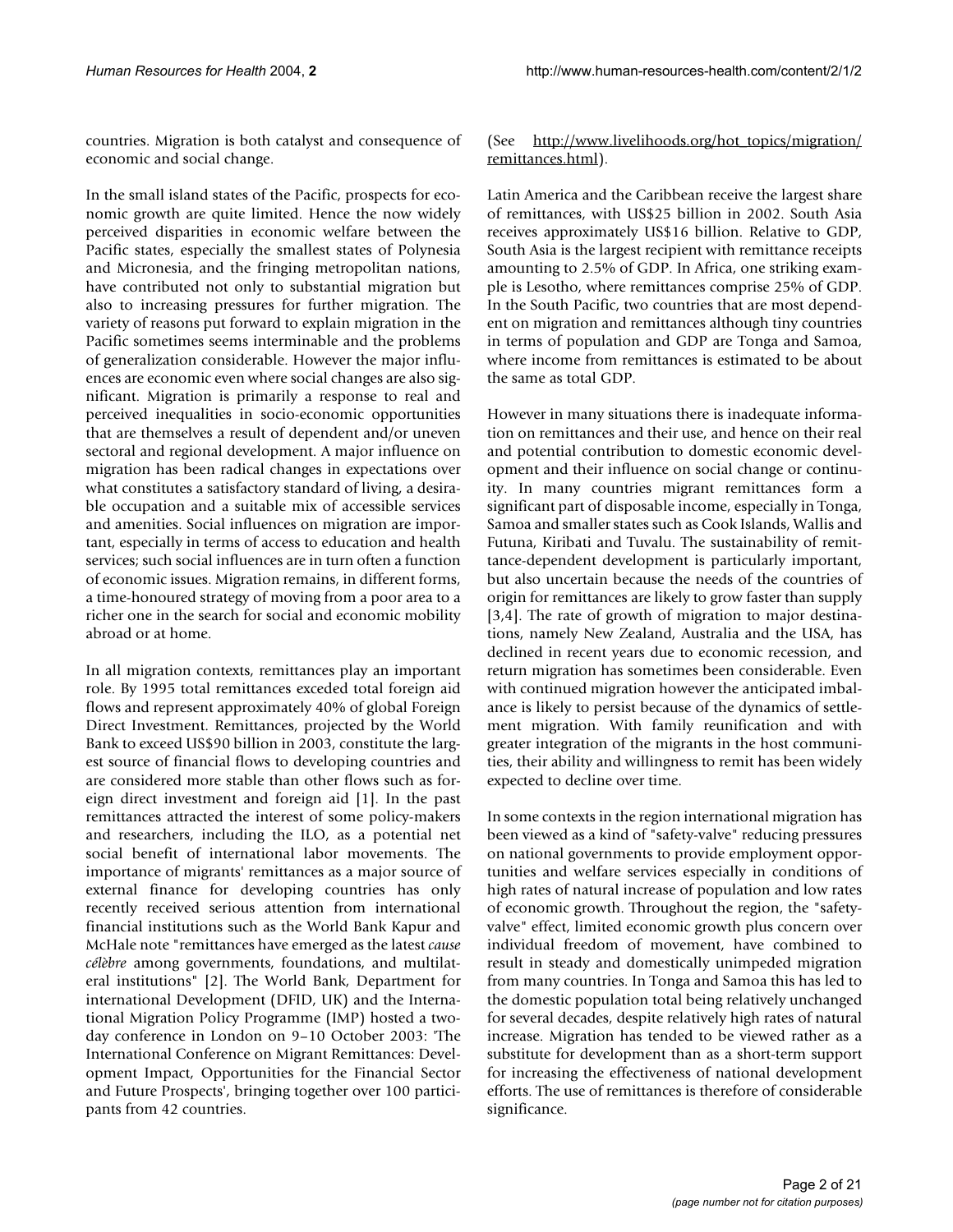countries. Migration is both catalyst and consequence of economic and social change.

In the small island states of the Pacific, prospects for economic growth are quite limited. Hence the now widely perceived disparities in economic welfare between the Pacific states, especially the smallest states of Polynesia and Micronesia, and the fringing metropolitan nations, have contributed not only to substantial migration but also to increasing pressures for further migration. The variety of reasons put forward to explain migration in the Pacific sometimes seems interminable and the problems of generalization considerable. However the major influences are economic even where social changes are also significant. Migration is primarily a response to real and perceived inequalities in socio-economic opportunities that are themselves a result of dependent and/or uneven sectoral and regional development. A major influence on migration has been radical changes in expectations over what constitutes a satisfactory standard of living, a desirable occupation and a suitable mix of accessible services and amenities. Social influences on migration are important, especially in terms of access to education and health services; such social influences are in turn often a function of economic issues. Migration remains, in different forms, a time-honoured strategy of moving from a poor area to a richer one in the search for social and economic mobility abroad or at home.

In all migration contexts, remittances play an important role. By 1995 total remittances exceded total foreign aid flows and represent approximately 40% of global Foreign Direct Investment. Remittances, projected by the World Bank to exceed US$90 billion in 2003, constitute the largest source of financial flows to developing countries and are considered more stable than other flows such as foreign direct investment and foreign aid [1]. In the past remittances attracted the interest of some policy-makers and researchers, including the ILO, as a potential net social benefit of international labor movements. The importance of migrants' remittances as a major source of external finance for developing countries has only recently received serious attention from international financial institutions such as the World Bank Kapur and McHale note "remittances have emerged as the latest *cause célèbre* among governments, foundations, and multilateral institutions" [2]. The World Bank, Department for international Development (DFID, UK) and the International Migration Policy Programme (IMP) hosted a two-day conference in London on 9–10 October 2003: 'The International Conference on Migrant Remittances: Development Impact, Opportunities for the Financial Sector and Future Prospects', bringing together over 100 participants from 42 countries.

(See http://www.livelihoods.org/hot_topics/migration/remittances.html).

Latin America and the Caribbean receive the largest share of remittances, with US$25 billion in 2002. South Asia receives approximately US$16 billion. Relative to GDP, South Asia is the largest recipient with remittance receipts amounting to 2.5% of GDP. In Africa, one striking example is Lesotho, where remittances comprise 25% of GDP. In the South Pacific, two countries that are most dependent on migration and remittances although tiny countries in terms of population and GDP are Tonga and Samoa, where income from remittances is estimated to be about the same as total GDP.

However in many situations there is inadequate information on remittances and their use, and hence on their real and potential contribution to domestic economic development and their influence on social change or continuity. In many countries migrant remittances form a significant part of disposable income, especially in Tonga, Samoa and smaller states such as Cook Islands, Wallis and Futuna, Kiribati and Tuvalu. The sustainability of remittance-dependent development is particularly important, but also uncertain because the needs of the countries of origin for remittances are likely to grow faster than supply [3,4]. The rate of growth of migration to major destinations, namely New Zealand, Australia and the USA, has declined in recent years due to economic recession, and return migration has sometimes been considerable. Even with continued migration however the anticipated imbalance is likely to persist because of the dynamics of settlement migration. With family reunification and with greater integration of the migrants in the host communities, their ability and willingness to remit has been widely expected to decline over time.

In some contexts in the region international migration has been viewed as a kind of "safety-valve" reducing pressures on national governments to provide employment opportunities and welfare services especially in conditions of high rates of natural increase of population and low rates of economic growth. Throughout the region, the "safety-valve" effect, limited economic growth plus concern over individual freedom of movement, have combined to result in steady and domestically unimpeded migration from many countries. In Tonga and Samoa this has led to the domestic population total being relatively unchanged for several decades, despite relatively high rates of natural increase. Migration has tended to be viewed rather as a substitute for development than as a short-term support for increasing the effectiveness of national development efforts. The use of remittances is therefore of considerable significance.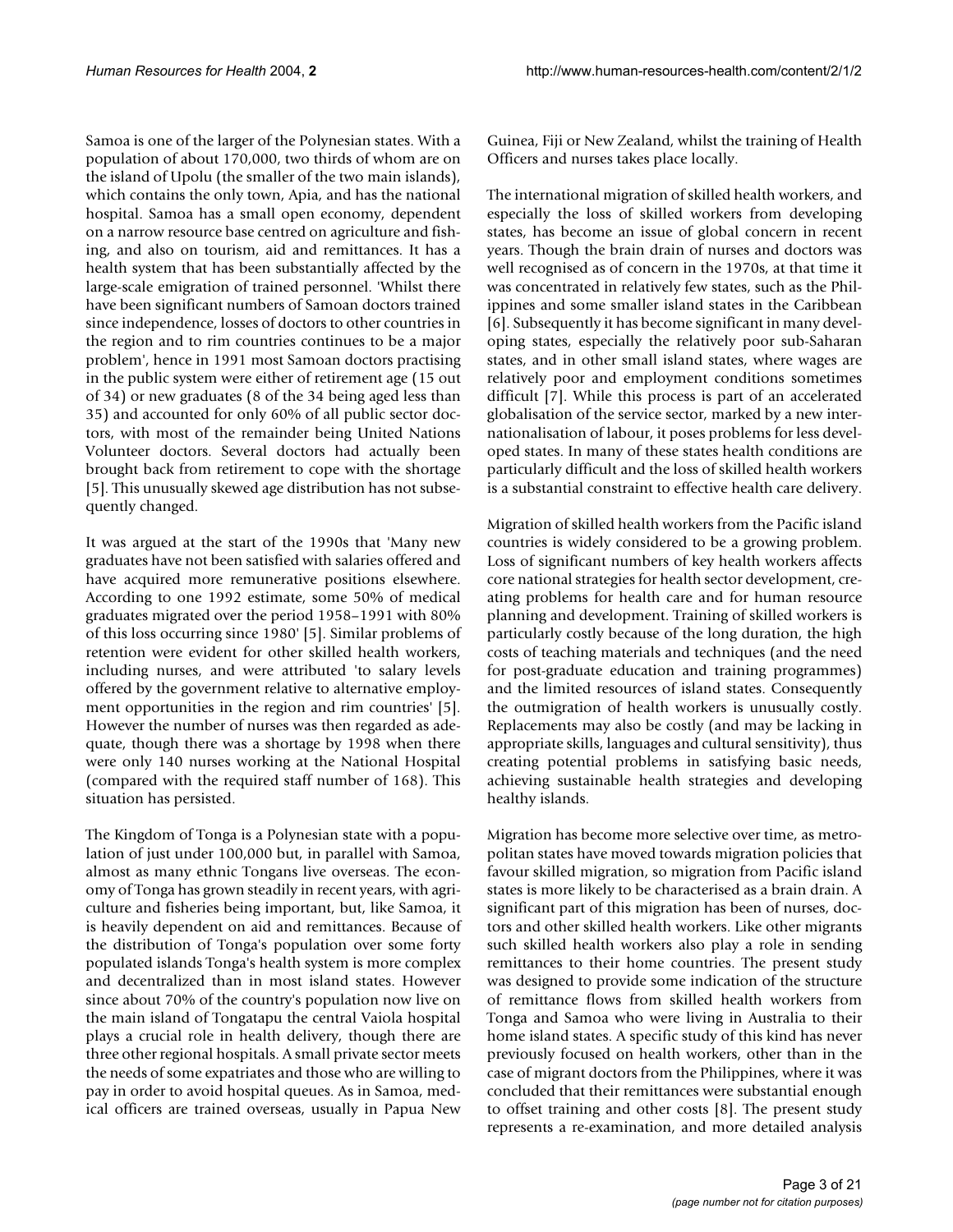Samoa is one of the larger of the Polynesian states. With a population of about 170,000, two thirds of whom are on the island of Upolu (the smaller of the two main islands), which contains the only town, Apia, and has the national hospital. Samoa has a small open economy, dependent on a narrow resource base centred on agriculture and fishing, and also on tourism, aid and remittances. It has a health system that has been substantially affected by the large-scale emigration of trained personnel. 'Whilst there have been significant numbers of Samoan doctors trained since independence, losses of doctors to other countries in the region and to rim countries continues to be a major problem', hence in 1991 most Samoan doctors practising in the public system were either of retirement age (15 out of 34) or new graduates (8 of the 34 being aged less than 35) and accounted for only 60% of all public sector doctors, with most of the remainder being United Nations Volunteer doctors. Several doctors had actually been brought back from retirement to cope with the shortage [5]. This unusually skewed age distribution has not subsequently changed.

It was argued at the start of the 1990s that 'Many new graduates have not been satisfied with salaries offered and have acquired more remunerative positions elsewhere. According to one 1992 estimate, some 50% of medical graduates migrated over the period 1958–1991 with 80% of this loss occurring since 1980' [5]. Similar problems of retention were evident for other skilled health workers, including nurses, and were attributed 'to salary levels offered by the government relative to alternative employment opportunities in the region and rim countries' [5]. However the number of nurses was then regarded as adequate, though there was a shortage by 1998 when there were only 140 nurses working at the National Hospital (compared with the required staff number of 168). This situation has persisted.

The Kingdom of Tonga is a Polynesian state with a population of just under 100,000 but, in parallel with Samoa, almost as many ethnic Tongans live overseas. The economy of Tonga has grown steadily in recent years, with agriculture and fisheries being important, but, like Samoa, it is heavily dependent on aid and remittances. Because of the distribution of Tonga's population over some forty populated islands Tonga's health system is more complex and decentralized than in most island states. However since about 70% of the country's population now live on the main island of Tongatapu the central Vaiola hospital plays a crucial role in health delivery, though there are three other regional hospitals. A small private sector meets the needs of some expatriates and those who are willing to pay in order to avoid hospital queues. As in Samoa, medical officers are trained overseas, usually in Papua New Guinea, Fiji or New Zealand, whilst the training of Health Officers and nurses takes place locally.

The international migration of skilled health workers, and especially the loss of skilled workers from developing states, has become an issue of global concern in recent years. Though the brain drain of nurses and doctors was well recognised as of concern in the 1970s, at that time it was concentrated in relatively few states, such as the Philippines and some smaller island states in the Caribbean [6]. Subsequently it has become significant in many developing states, especially the relatively poor sub-Saharan states, and in other small island states, where wages are relatively poor and employment conditions sometimes difficult [7]. While this process is part of an accelerated globalisation of the service sector, marked by a new internationalisation of labour, it poses problems for less developed states. In many of these states health conditions are particularly difficult and the loss of skilled health workers is a substantial constraint to effective health care delivery.

Migration of skilled health workers from the Pacific island countries is widely considered to be a growing problem. Loss of significant numbers of key health workers affects core national strategies for health sector development, creating problems for health care and for human resource planning and development. Training of skilled workers is particularly costly because of the long duration, the high costs of teaching materials and techniques (and the need for post-graduate education and training programmes) and the limited resources of island states. Consequently the outmigration of health workers is unusually costly. Replacements may also be costly (and may be lacking in appropriate skills, languages and cultural sensitivity), thus creating potential problems in satisfying basic needs, achieving sustainable health strategies and developing healthy islands.

Migration has become more selective over time, as metropolitan states have moved towards migration policies that favour skilled migration, so migration from Pacific island states is more likely to be characterised as a brain drain. A significant part of this migration has been of nurses, doctors and other skilled health workers. Like other migrants such skilled health workers also play a role in sending remittances to their home countries. The present study was designed to provide some indication of the structure of remittance flows from skilled health workers from Tonga and Samoa who were living in Australia to their home island states. A specific study of this kind has never previously focused on health workers, other than in the case of migrant doctors from the Philippines, where it was concluded that their remittances were substantial enough to offset training and other costs [8]. The present study represents a re-examination, and more detailed analysis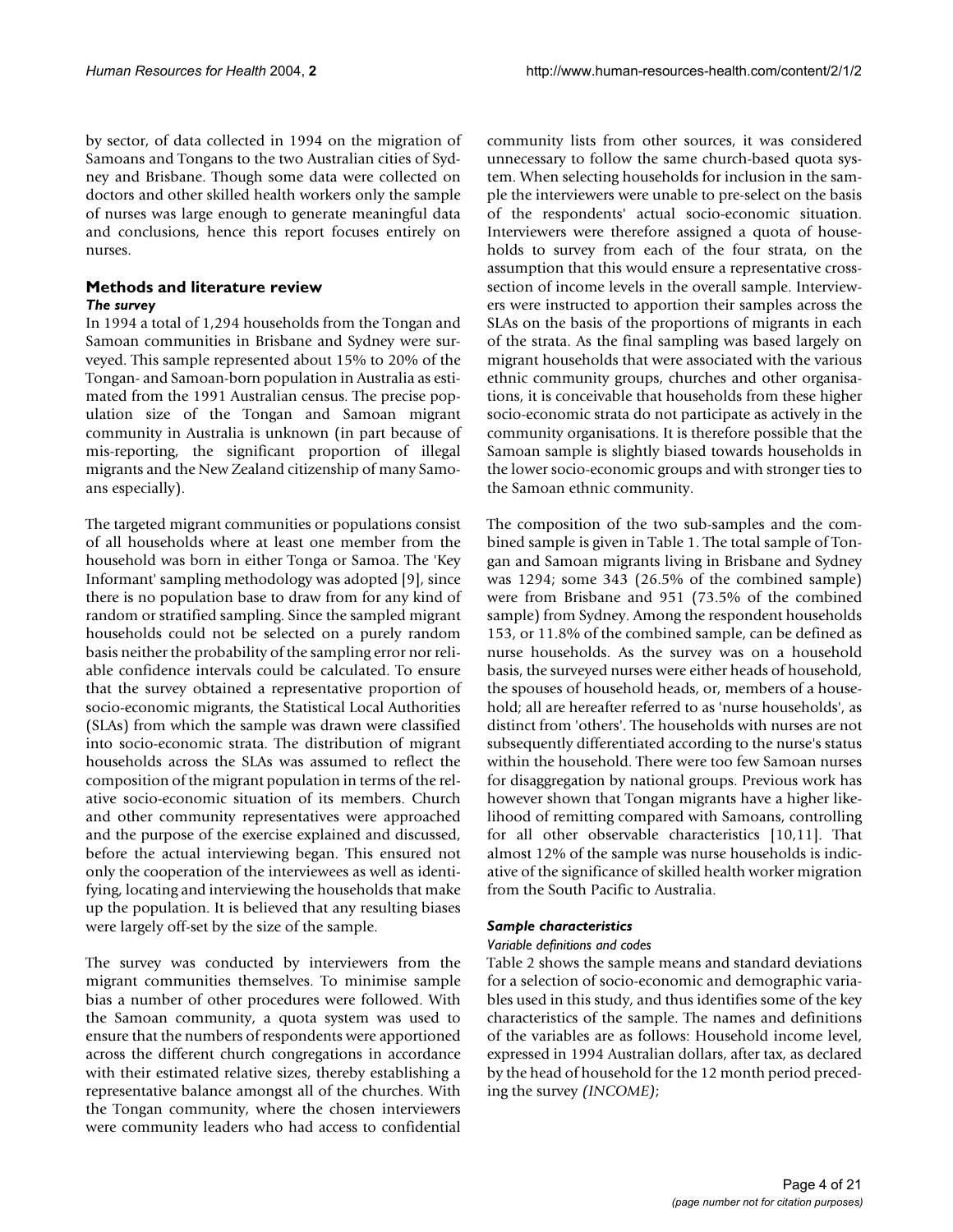by sector, of data collected in 1994 on the migration of Samoans and Tongans to the two Australian cities of Sydney and Brisbane. Though some data were collected on doctors and other skilled health workers only the sample of nurses was large enough to generate meaningful data and conclusions, hence this report focuses entirely on nurses.

## Methods and literature review

### *The survey*

In 1994 a total of 1,294 households from the Tongan and Samoan communities in Brisbane and Sydney were surveyed. This sample represented about 15% to 20% of the Tongan- and Samoan-born population in Australia as estimated from the 1991 Australian census. The precise population size of the Tongan and Samoan migrant community in Australia is unknown (in part because of mis-reporting, the significant proportion of illegal migrants and the New Zealand citizenship of many Samoans especially).

The targeted migrant communities or populations consist of all households where at least one member from the household was born in either Tonga or Samoa. The 'Key Informant' sampling methodology was adopted [9], since there is no population base to draw from for any kind of random or stratified sampling. Since the sampled migrant households could not be selected on a purely random basis neither the probability of the sampling error nor reliable confidence intervals could be calculated. To ensure that the survey obtained a representative proportion of socio-economic migrants, the Statistical Local Authorities (SLAs) from which the sample was drawn were classified into socio-economic strata. The distribution of migrant households across the SLAs was assumed to reflect the composition of the migrant population in terms of the relative socio-economic situation of its members. Church and other community representatives were approached and the purpose of the exercise explained and discussed, before the actual interviewing began. This ensured not only the cooperation of the interviewees as well as identifying, locating and interviewing the households that make up the population. It is believed that any resulting biases were largely off-set by the size of the sample.

The survey was conducted by interviewers from the migrant communities themselves. To minimise sample bias a number of other procedures were followed. With the Samoan community, a quota system was used to ensure that the numbers of respondents were apportioned across the different church congregations in accordance with their estimated relative sizes, thereby establishing a representative balance amongst all of the churches. With the Tongan community, where the chosen interviewers were community leaders who had access to confidential community lists from other sources, it was considered unnecessary to follow the same church-based quota system. When selecting households for inclusion in the sample the interviewers were unable to pre-select on the basis of the respondents' actual socio-economic situation. Interviewers were therefore assigned a quota of households to survey from each of the four strata, on the assumption that this would ensure a representative cross-section of income levels in the overall sample. Interviewers were instructed to apportion their samples across the SLAs on the basis of the proportions of migrants in each of the strata. As the final sampling was based largely on migrant households that were associated with the various ethnic community groups, churches and other organisations, it is conceivable that households from these higher socio-economic strata do not participate as actively in the community organisations. It is therefore possible that the Samoan sample is slightly biased towards households in the lower socio-economic groups and with stronger ties to the Samoan ethnic community.

The composition of the two sub-samples and the combined sample is given in Table 1. The total sample of Tongan and Samoan migrants living in Brisbane and Sydney was 1294; some 343 (26.5% of the combined sample) were from Brisbane and 951 (73.5% of the combined sample) from Sydney. Among the respondent households 153, or 11.8% of the combined sample, can be defined as nurse households. As the survey was on a household basis, the surveyed nurses were either heads of household, the spouses of household heads, or, members of a household; all are hereafter referred to as 'nurse households', as distinct from 'others'. The households with nurses are not subsequently differentiated according to the nurse's status within the household. There were too few Samoan nurses for disaggregation by national groups. Previous work has however shown that Tongan migrants have a higher likelihood of remitting compared with Samoans, controlling for all other observable characteristics [10,11]. That almost 12% of the sample was nurse households is indicative of the significance of skilled health worker migration from the South Pacific to Australia.

### *Sample characteristics*

#### *Variable definitions and codes*

Table 2 shows the sample means and standard deviations for a selection of socio-economic and demographic variables used in this study, and thus identifies some of the key characteristics of the sample. The names and definitions of the variables are as follows: Household income level, expressed in 1994 Australian dollars, after tax, as declared by the head of household for the 12 month period preceding the survey *(INCOME)*;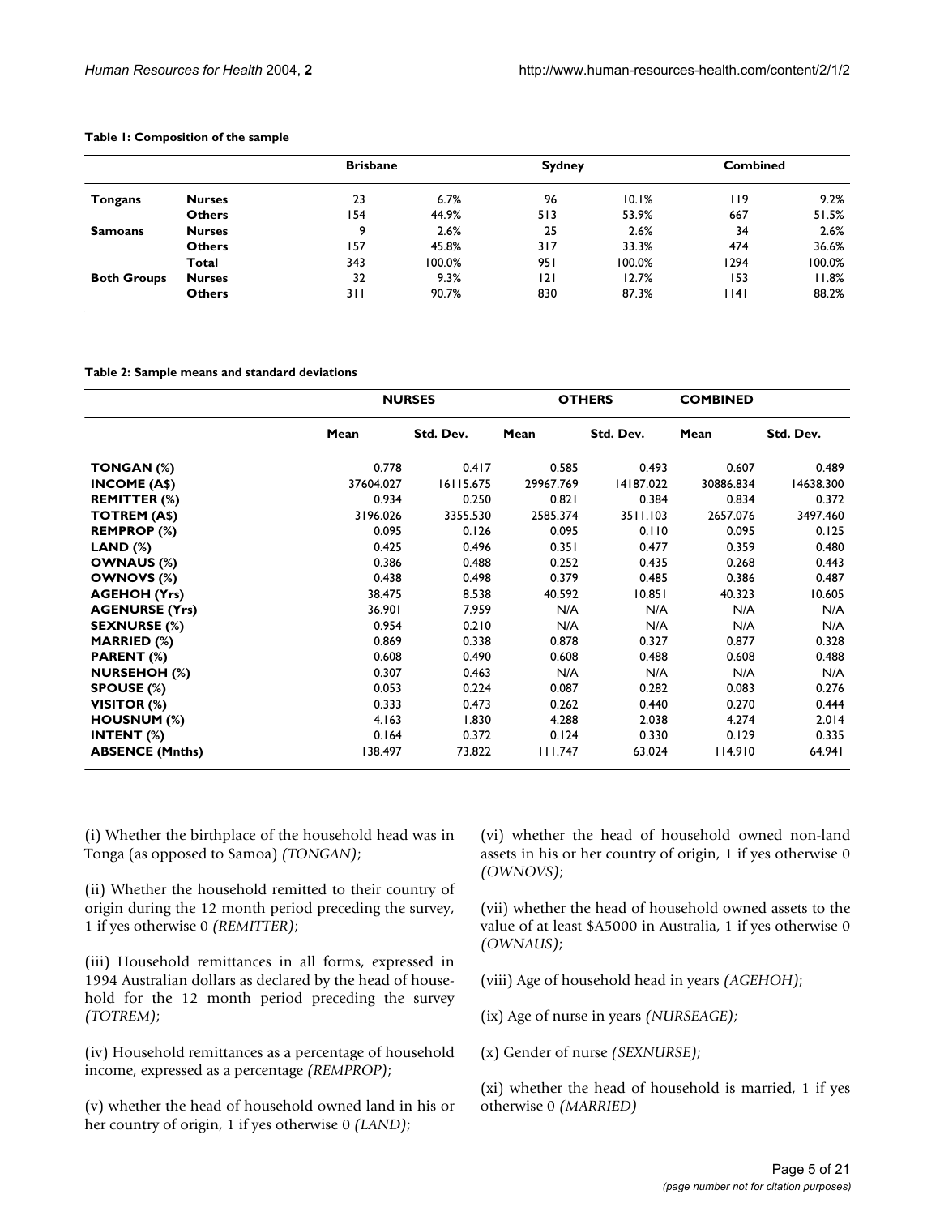**Table 1: Composition of the sample**

| | | Brisbane | | Sydney | | Combined | |
|---|---|---|---|---|---|---|---|
| **Tongans** | **Nurses** | 23 | 6.7% | 96 | 10.1% | 119 | 9.2% |
| | **Others** | 154 | 44.9% | 513 | 53.9% | 667 | 51.5% |
| **Samoans** | **Nurses** | 9 | 2.6% | 25 | 2.6% | 34 | 2.6% |
| | **Others** | 157 | 45.8% | 317 | 33.3% | 474 | 36.6% |
| | **Total** | 343 | 100.0% | 951 | 100.0% | 1294 | 100.0% |
| **Both Groups** | **Nurses** | 32 | 9.3% | 121 | 12.7% | 153 | 11.8% |
| | **Others** | 311 | 90.7% | 830 | 87.3% | 1141 | 88.2% |

**Table 2: Sample means and standard deviations**

| | NURSES | | OTHERS | | COMBINED | |
|---|---|---|---|---|---|---|
| | **Mean** | **Std. Dev.** | **Mean** | **Std. Dev.** | **Mean** | **Std. Dev.** |
| **TONGAN (%)** | 0.778 | 0.417 | 0.585 | 0.493 | 0.607 | 0.489 |
| **INCOME (A$)** | 37604.027 | 16115.675 | 29967.769 | 14187.022 | 30886.834 | 14638.300 |
| **REMITTER (%)** | 0.934 | 0.250 | 0.821 | 0.384 | 0.834 | 0.372 |
| **TOTREM (A$)** | 3196.026 | 3355.530 | 2585.374 | 3511.103 | 2657.076 | 3497.460 |
| **REMPROP (%)** | 0.095 | 0.126 | 0.095 | 0.110 | 0.095 | 0.125 |
| **LAND (%)** | 0.425 | 0.496 | 0.351 | 0.477 | 0.359 | 0.480 |
| **OWNAUS (%)** | 0.386 | 0.488 | 0.252 | 0.435 | 0.268 | 0.443 |
| **OWNOVS (%)** | 0.438 | 0.498 | 0.379 | 0.485 | 0.386 | 0.487 |
| **AGEHOH (Yrs)** | 38.475 | 8.538 | 40.592 | 10.851 | 40.323 | 10.605 |
| **AGENURSE (Yrs)** | 36.901 | 7.959 | N/A | N/A | N/A | N/A |
| **SEXNURSE (%)** | 0.954 | 0.210 | N/A | N/A | N/A | N/A |
| **MARRIED (%)** | 0.869 | 0.338 | 0.878 | 0.327 | 0.877 | 0.328 |
| **PARENT (%)** | 0.608 | 0.490 | 0.608 | 0.488 | 0.608 | 0.488 |
| **NURSEHOH (%)** | 0.307 | 0.463 | N/A | N/A | N/A | N/A |
| **SPOUSE (%)** | 0.053 | 0.224 | 0.087 | 0.282 | 0.083 | 0.276 |
| **VISITOR (%)** | 0.333 | 0.473 | 0.262 | 0.440 | 0.270 | 0.444 |
| **HOUSNUM (%)** | 4.163 | 1.830 | 4.288 | 2.038 | 4.274 | 2.014 |
| **INTENT (%)** | 0.164 | 0.372 | 0.124 | 0.330 | 0.129 | 0.335 |
| **ABSENCE (Mnths)** | 138.497 | 73.822 | 111.747 | 63.024 | 114.910 | 64.941 |

(i) Whether the birthplace of the household head was in Tonga (as opposed to Samoa) *(TONGAN)*;

(ii) Whether the household remitted to their country of origin during the 12 month period preceding the survey, 1 if yes otherwise 0 *(REMITTER)*;

(iii) Household remittances in all forms, expressed in 1994 Australian dollars as declared by the head of household for the 12 month period preceding the survey *(TOTREM)*;

(iv) Household remittances as a percentage of household income, expressed as a percentage *(REMPROP)*;

(v) whether the head of household owned land in his or her country of origin, 1 if yes otherwise 0 *(LAND)*;

(vi) whether the head of household owned non-land assets in his or her country of origin, 1 if yes otherwise 0 *(OWNOVS)*;

(vii) whether the head of household owned assets to the value of at least $A5000 in Australia, 1 if yes otherwise 0 *(OWNAUS)*;

(viii) Age of household head in years *(AGEHOH)*;

(ix) Age of nurse in years *(NURSEAGE);*

(x) Gender of nurse *(SEXNURSE);*

(xi) whether the head of household is married, 1 if yes otherwise 0 *(MARRIED)*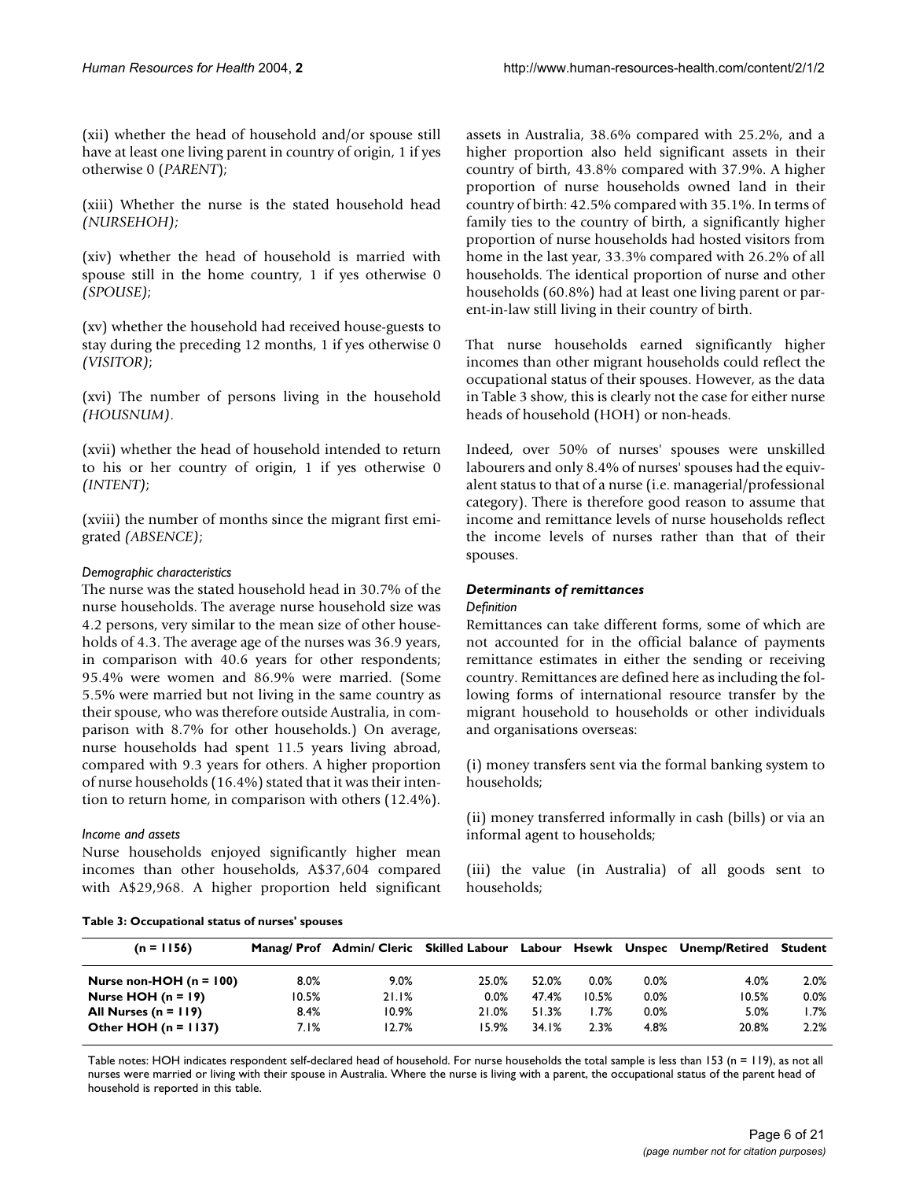(xii) whether the head of household and/or spouse still have at least one living parent in country of origin, 1 if yes otherwise 0 (*PARENT*);

(xiii) Whether the nurse is the stated household head *(NURSEHOH)*;

(xiv) whether the head of household is married with spouse still in the home country, 1 if yes otherwise 0 *(SPOUSE)*;

(xv) whether the household had received house-guests to stay during the preceding 12 months, 1 if yes otherwise 0 *(VISITOR)*;

(xvi) The number of persons living in the household *(HOUSNUM)*.

(xvii) whether the head of household intended to return to his or her country of origin, 1 if yes otherwise 0 *(INTENT)*;

(xviii) the number of months since the migrant first emigrated *(ABSENCE)*;

#### *Demographic characteristics*

The nurse was the stated household head in 30.7% of the nurse households. The average nurse household size was 4.2 persons, very similar to the mean size of other households of 4.3. The average age of the nurses was 36.9 years, in comparison with 40.6 years for other respondents; 95.4% were women and 86.9% were married. (Some 5.5% were married but not living in the same country as their spouse, who was therefore outside Australia, in comparison with 8.7% for other households.) On average, nurse households had spent 11.5 years living abroad, compared with 9.3 years for others. A higher proportion of nurse households (16.4%) stated that it was their intention to return home, in comparison with others (12.4%).

#### *Income and assets*

Nurse households enjoyed significantly higher mean incomes than other households, A$37,604 compared with A$29,968. A higher proportion held significant assets in Australia, 38.6% compared with 25.2%, and a higher proportion also held significant assets in their country of birth, 43.8% compared with 37.9%. A higher proportion of nurse households owned land in their country of birth: 42.5% compared with 35.1%. In terms of family ties to the country of birth, a significantly higher proportion of nurse households had hosted visitors from home in the last year, 33.3% compared with 26.2% of all households. The identical proportion of nurse and other households (60.8%) had at least one living parent or parent-in-law still living in their country of birth.

That nurse households earned significantly higher incomes than other migrant households could reflect the occupational status of their spouses. However, as the data in Table 3 show, this is clearly not the case for either nurse heads of household (HOH) or non-heads.

Indeed, over 50% of nurses' spouses were unskilled labourers and only 8.4% of nurses' spouses had the equivalent status to that of a nurse (i.e. managerial/professional category). There is therefore good reason to assume that income and remittance levels of nurse households reflect the income levels of nurses rather than that of their spouses.

### *Determinants of remittances*

#### *Definition*

Remittances can take different forms, some of which are not accounted for in the official balance of payments remittance estimates in either the sending or receiving country. Remittances are defined here as including the following forms of international resource transfer by the migrant household to households or other individuals and organisations overseas:

(i) money transfers sent via the formal banking system to households;

(ii) money transferred informally in cash (bills) or via an informal agent to households;

(iii) the value (in Australia) of all goods sent to households;

**Table 3: Occupational status of nurses' spouses**

| (n = 1156) | Manag/ Prof | Admin/ Cleric | Skilled Labour | Labour | Hsewk | Unspec | Unemp/Retired | Student |
|---|---|---|---|---|---|---|---|---|
| **Nurse non-HOH (n = 100)** | 8.0% | 9.0% | 25.0% | 52.0% | 0.0% | 0.0% | 4.0% | 2.0% |
| **Nurse HOH (n = 19)** | 10.5% | 21.1% | 0.0% | 47.4% | 10.5% | 0.0% | 10.5% | 0.0% |
| **All Nurses (n = 119)** | 8.4% | 10.9% | 21.0% | 51.3% | 1.7% | 0.0% | 5.0% | 1.7% |
| **Other HOH (n = 1137)** | 7.1% | 12.7% | 15.9% | 34.1% | 2.3% | 4.8% | 20.8% | 2.2% |

Table notes: HOH indicates respondent self-declared head of household. For nurse households the total sample is less than 153 (n = 119), as not all nurses were married or living with their spouse in Australia. Where the nurse is living with a parent, the occupational status of the parent head of household is reported in this table.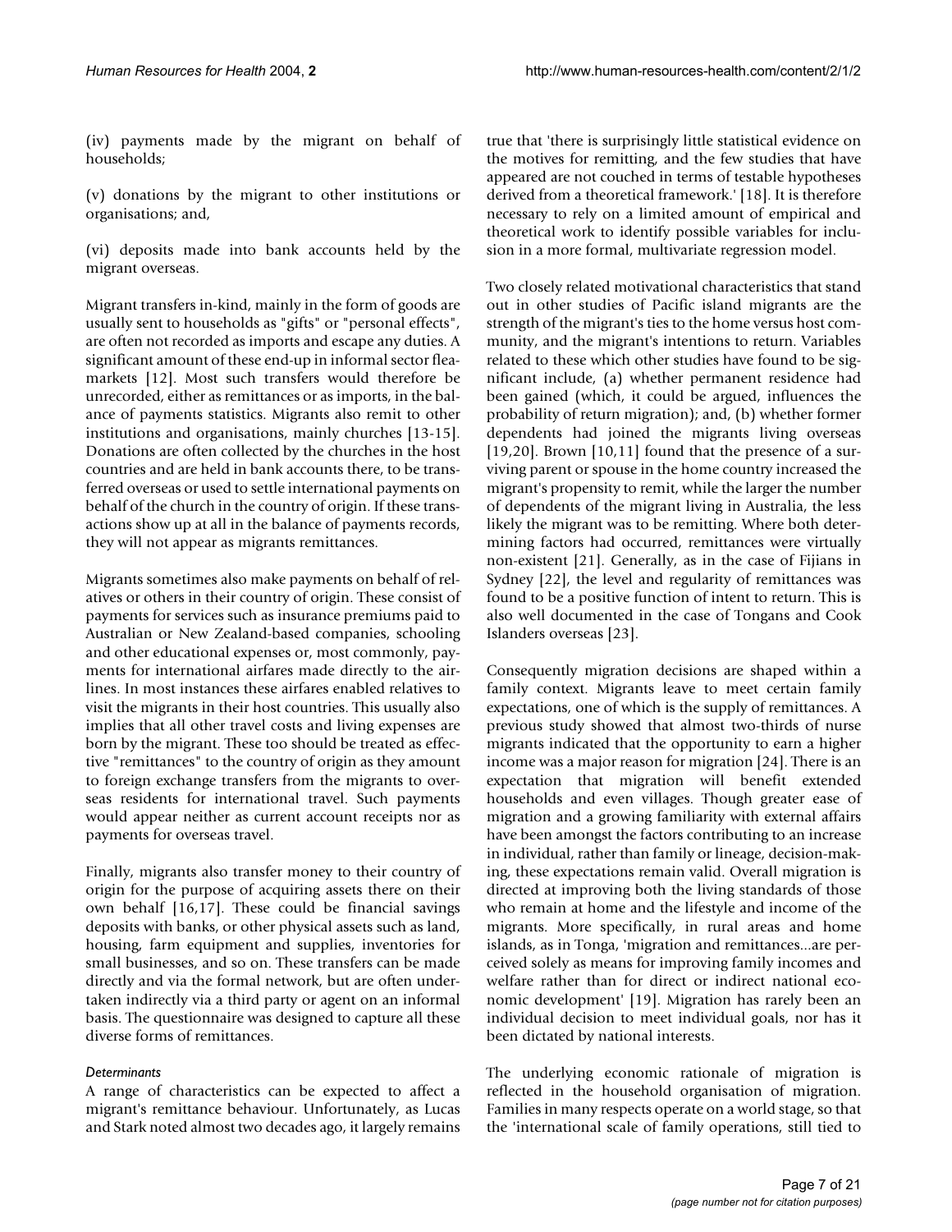(iv) payments made by the migrant on behalf of households;

(v) donations by the migrant to other institutions or organisations; and,

(vi) deposits made into bank accounts held by the migrant overseas.

Migrant transfers in-kind, mainly in the form of goods are usually sent to households as "gifts" or "personal effects", are often not recorded as imports and escape any duties. A significant amount of these end-up in informal sector flea-markets [12]. Most such transfers would therefore be unrecorded, either as remittances or as imports, in the balance of payments statistics. Migrants also remit to other institutions and organisations, mainly churches [13-15]. Donations are often collected by the churches in the host countries and are held in bank accounts there, to be transferred overseas or used to settle international payments on behalf of the church in the country of origin. If these transactions show up at all in the balance of payments records, they will not appear as migrants remittances.

Migrants sometimes also make payments on behalf of relatives or others in their country of origin. These consist of payments for services such as insurance premiums paid to Australian or New Zealand-based companies, schooling and other educational expenses or, most commonly, payments for international airfares made directly to the airlines. In most instances these airfares enabled relatives to visit the migrants in their host countries. This usually also implies that all other travel costs and living expenses are born by the migrant. These too should be treated as effective "remittances" to the country of origin as they amount to foreign exchange transfers from the migrants to overseas residents for international travel. Such payments would appear neither as current account receipts nor as payments for overseas travel.

Finally, migrants also transfer money to their country of origin for the purpose of acquiring assets there on their own behalf [16,17]. These could be financial savings deposits with banks, or other physical assets such as land, housing, farm equipment and supplies, inventories for small businesses, and so on. These transfers can be made directly and via the formal network, but are often undertaken indirectly via a third party or agent on an informal basis. The questionnaire was designed to capture all these diverse forms of remittances.

### *Determinants*

A range of characteristics can be expected to affect a migrant's remittance behaviour. Unfortunately, as Lucas and Stark noted almost two decades ago, it largely remains true that 'there is surprisingly little statistical evidence on the motives for remitting, and the few studies that have appeared are not couched in terms of testable hypotheses derived from a theoretical framework.' [18]. It is therefore necessary to rely on a limited amount of empirical and theoretical work to identify possible variables for inclusion in a more formal, multivariate regression model.

Two closely related motivational characteristics that stand out in other studies of Pacific island migrants are the strength of the migrant's ties to the home versus host community, and the migrant's intentions to return. Variables related to these which other studies have found to be significant include, (a) whether permanent residence had been gained (which, it could be argued, influences the probability of return migration); and, (b) whether former dependents had joined the migrants living overseas [19,20]. Brown [10,11] found that the presence of a surviving parent or spouse in the home country increased the migrant's propensity to remit, while the larger the number of dependents of the migrant living in Australia, the less likely the migrant was to be remitting. Where both determining factors had occurred, remittances were virtually non-existent [21]. Generally, as in the case of Fijians in Sydney [22], the level and regularity of remittances was found to be a positive function of intent to return. This is also well documented in the case of Tongans and Cook Islanders overseas [23].

Consequently migration decisions are shaped within a family context. Migrants leave to meet certain family expectations, one of which is the supply of remittances. A previous study showed that almost two-thirds of nurse migrants indicated that the opportunity to earn a higher income was a major reason for migration [24]. There is an expectation that migration will benefit extended households and even villages. Though greater ease of migration and a growing familiarity with external affairs have been amongst the factors contributing to an increase in individual, rather than family or lineage, decision-making, these expectations remain valid. Overall migration is directed at improving both the living standards of those who remain at home and the lifestyle and income of the migrants. More specifically, in rural areas and home islands, as in Tonga, 'migration and remittances...are perceived solely as means for improving family incomes and welfare rather than for direct or indirect national economic development' [19]. Migration has rarely been an individual decision to meet individual goals, nor has it been dictated by national interests.

The underlying economic rationale of migration is reflected in the household organisation of migration. Families in many respects operate on a world stage, so that the 'international scale of family operations, still tied to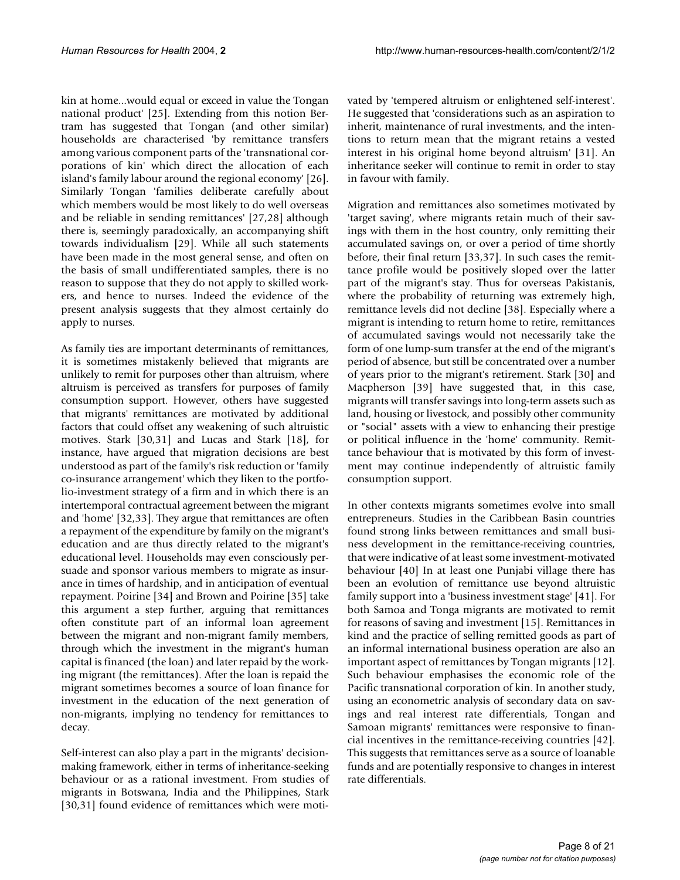kin at home...would equal or exceed in value the Tongan national product' [25]. Extending from this notion Bertram has suggested that Tongan (and other similar) households are characterised 'by remittance transfers among various component parts of the 'transnational corporations of kin' which direct the allocation of each island's family labour around the regional economy' [26]. Similarly Tongan 'families deliberate carefully about which members would be most likely to do well overseas and be reliable in sending remittances' [27,28] although there is, seemingly paradoxically, an accompanying shift towards individualism [29]. While all such statements have been made in the most general sense, and often on the basis of small undifferentiated samples, there is no reason to suppose that they do not apply to skilled workers, and hence to nurses. Indeed the evidence of the present analysis suggests that they almost certainly do apply to nurses.

As family ties are important determinants of remittances, it is sometimes mistakenly believed that migrants are unlikely to remit for purposes other than altruism, where altruism is perceived as transfers for purposes of family consumption support. However, others have suggested that migrants' remittances are motivated by additional factors that could offset any weakening of such altruistic motives. Stark [30,31] and Lucas and Stark [18], for instance, have argued that migration decisions are best understood as part of the family's risk reduction or 'family co-insurance arrangement' which they liken to the portfolio-investment strategy of a firm and in which there is an intertemporal contractual agreement between the migrant and 'home' [32,33]. They argue that remittances are often a repayment of the expenditure by family on the migrant's education and are thus directly related to the migrant's educational level. Households may even consciously persuade and sponsor various members to migrate as insurance in times of hardship, and in anticipation of eventual repayment. Poirine [34] and Brown and Poirine [35] take this argument a step further, arguing that remittances often constitute part of an informal loan agreement between the migrant and non-migrant family members, through which the investment in the migrant's human capital is financed (the loan) and later repaid by the working migrant (the remittances). After the loan is repaid the migrant sometimes becomes a source of loan finance for investment in the education of the next generation of non-migrants, implying no tendency for remittances to decay.

Self-interest can also play a part in the migrants' decision-making framework, either in terms of inheritance-seeking behaviour or as a rational investment. From studies of migrants in Botswana, India and the Philippines, Stark [30,31] found evidence of remittances which were motivated by 'tempered altruism or enlightened self-interest'. He suggested that 'considerations such as an aspiration to inherit, maintenance of rural investments, and the intentions to return mean that the migrant retains a vested interest in his original home beyond altruism' [31]. An inheritance seeker will continue to remit in order to stay in favour with family.

Migration and remittances also sometimes motivated by 'target saving', where migrants retain much of their savings with them in the host country, only remitting their accumulated savings on, or over a period of time shortly before, their final return [33,37]. In such cases the remittance profile would be positively sloped over the latter part of the migrant's stay. Thus for overseas Pakistanis, where the probability of returning was extremely high, remittance levels did not decline [38]. Especially where a migrant is intending to return home to retire, remittances of accumulated savings would not necessarily take the form of one lump-sum transfer at the end of the migrant's period of absence, but still be concentrated over a number of years prior to the migrant's retirement. Stark [30] and Macpherson [39] have suggested that, in this case, migrants will transfer savings into long-term assets such as land, housing or livestock, and possibly other community or "social" assets with a view to enhancing their prestige or political influence in the 'home' community. Remittance behaviour that is motivated by this form of investment may continue independently of altruistic family consumption support.

In other contexts migrants sometimes evolve into small entrepreneurs. Studies in the Caribbean Basin countries found strong links between remittances and small business development in the remittance-receiving countries, that were indicative of at least some investment-motivated behaviour [40] In at least one Punjabi village there has been an evolution of remittance use beyond altruistic family support into a 'business investment stage' [41]. For both Samoa and Tonga migrants are motivated to remit for reasons of saving and investment [15]. Remittances in kind and the practice of selling remitted goods as part of an informal international business operation are also an important aspect of remittances by Tongan migrants [12]. Such behaviour emphasises the economic role of the Pacific transnational corporation of kin. In another study, using an econometric analysis of secondary data on savings and real interest rate differentials, Tongan and Samoan migrants' remittances were responsive to financial incentives in the remittance-receiving countries [42]. This suggests that remittances serve as a source of loanable funds and are potentially responsive to changes in interest rate differentials.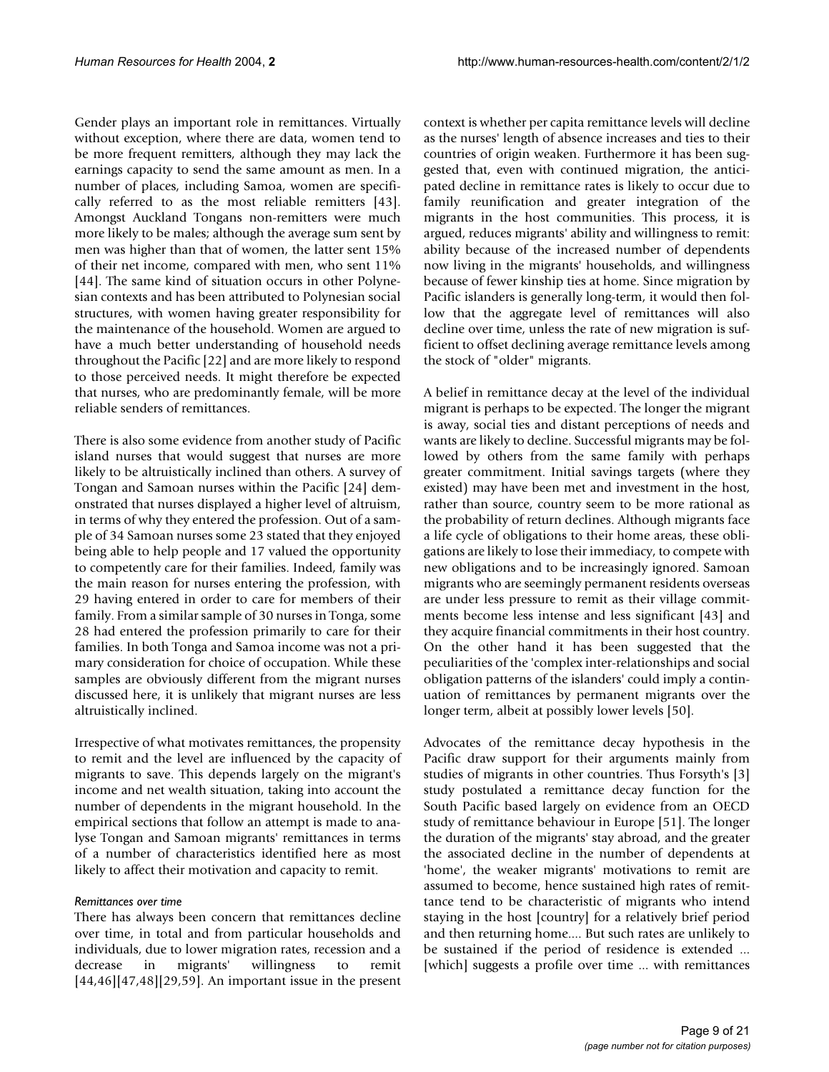Gender plays an important role in remittances. Virtually without exception, where there are data, women tend to be more frequent remitters, although they may lack the earnings capacity to send the same amount as men. In a number of places, including Samoa, women are specifically referred to as the most reliable remitters [43]. Amongst Auckland Tongans non-remitters were much more likely to be males; although the average sum sent by men was higher than that of women, the latter sent 15% of their net income, compared with men, who sent 11% [44]. The same kind of situation occurs in other Polynesian contexts and has been attributed to Polynesian social structures, with women having greater responsibility for the maintenance of the household. Women are argued to have a much better understanding of household needs throughout the Pacific [22] and are more likely to respond to those perceived needs. It might therefore be expected that nurses, who are predominantly female, will be more reliable senders of remittances.

There is also some evidence from another study of Pacific island nurses that would suggest that nurses are more likely to be altruistically inclined than others. A survey of Tongan and Samoan nurses within the Pacific [24] demonstrated that nurses displayed a higher level of altruism, in terms of why they entered the profession. Out of a sample of 34 Samoan nurses some 23 stated that they enjoyed being able to help people and 17 valued the opportunity to competently care for their families. Indeed, family was the main reason for nurses entering the profession, with 29 having entered in order to care for members of their family. From a similar sample of 30 nurses in Tonga, some 28 had entered the profession primarily to care for their families. In both Tonga and Samoa income was not a primary consideration for choice of occupation. While these samples are obviously different from the migrant nurses discussed here, it is unlikely that migrant nurses are less altruistically inclined.

Irrespective of what motivates remittances, the propensity to remit and the level are influenced by the capacity of migrants to save. This depends largely on the migrant's income and net wealth situation, taking into account the number of dependents in the migrant household. In the empirical sections that follow an attempt is made to analyse Tongan and Samoan migrants' remittances in terms of a number of characteristics identified here as most likely to affect their motivation and capacity to remit.

*Remittances over time*

There has always been concern that remittances decline over time, in total and from particular households and individuals, due to lower migration rates, recession and a decrease in migrants' willingness to remit [44,46][47,48][29,59]. An important issue in the present context is whether per capita remittance levels will decline as the nurses' length of absence increases and ties to their countries of origin weaken. Furthermore it has been suggested that, even with continued migration, the anticipated decline in remittance rates is likely to occur due to family reunification and greater integration of the migrants in the host communities. This process, it is argued, reduces migrants' ability and willingness to remit: ability because of the increased number of dependents now living in the migrants' households, and willingness because of fewer kinship ties at home. Since migration by Pacific islanders is generally long-term, it would then follow that the aggregate level of remittances will also decline over time, unless the rate of new migration is sufficient to offset declining average remittance levels among the stock of "older" migrants.

A belief in remittance decay at the level of the individual migrant is perhaps to be expected. The longer the migrant is away, social ties and distant perceptions of needs and wants are likely to decline. Successful migrants may be followed by others from the same family with perhaps greater commitment. Initial savings targets (where they existed) may have been met and investment in the host, rather than source, country seem to be more rational as the probability of return declines. Although migrants face a life cycle of obligations to their home areas, these obligations are likely to lose their immediacy, to compete with new obligations and to be increasingly ignored. Samoan migrants who are seemingly permanent residents overseas are under less pressure to remit as their village commitments become less intense and less significant [43] and they acquire financial commitments in their host country. On the other hand it has been suggested that the peculiarities of the 'complex inter-relationships and social obligation patterns of the islanders' could imply a continuation of remittances by permanent migrants over the longer term, albeit at possibly lower levels [50].

Advocates of the remittance decay hypothesis in the Pacific draw support for their arguments mainly from studies of migrants in other countries. Thus Forsyth's [3] study postulated a remittance decay function for the South Pacific based largely on evidence from an OECD study of remittance behaviour in Europe [51]. The longer the duration of the migrants' stay abroad, and the greater the associated decline in the number of dependents at 'home', the weaker migrants' motivations to remit are assumed to become, hence sustained high rates of remittance tend to be characteristic of migrants who intend staying in the host [country] for a relatively brief period and then returning home.... But such rates are unlikely to be sustained if the period of residence is extended ... [which] suggests a profile over time ... with remittances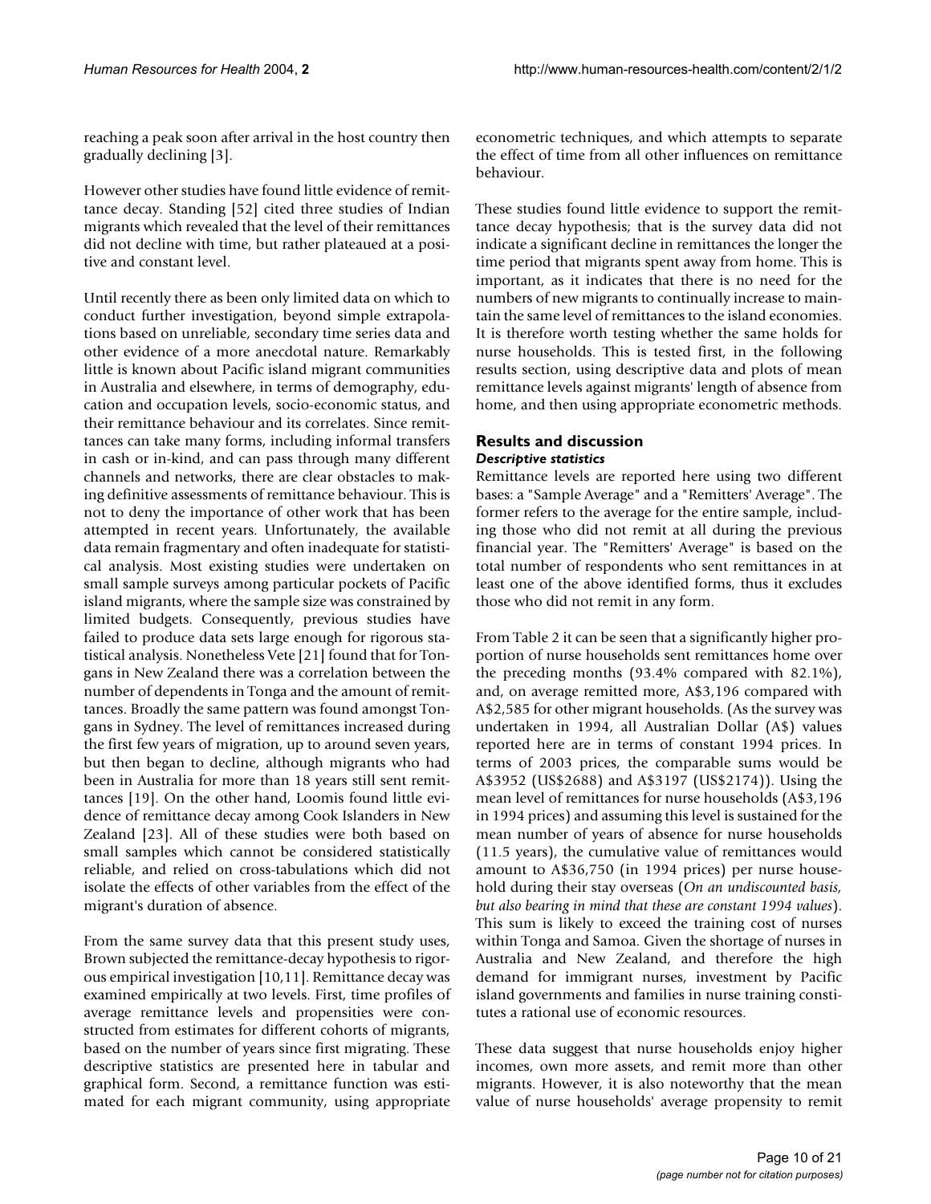reaching a peak soon after arrival in the host country then gradually declining [3].

However other studies have found little evidence of remittance decay. Standing [52] cited three studies of Indian migrants which revealed that the level of their remittances did not decline with time, but rather plateaued at a positive and constant level.

Until recently there as been only limited data on which to conduct further investigation, beyond simple extrapolations based on unreliable, secondary time series data and other evidence of a more anecdotal nature. Remarkably little is known about Pacific island migrant communities in Australia and elsewhere, in terms of demography, education and occupation levels, socio-economic status, and their remittance behaviour and its correlates. Since remittances can take many forms, including informal transfers in cash or in-kind, and can pass through many different channels and networks, there are clear obstacles to making definitive assessments of remittance behaviour. This is not to deny the importance of other work that has been attempted in recent years. Unfortunately, the available data remain fragmentary and often inadequate for statistical analysis. Most existing studies were undertaken on small sample surveys among particular pockets of Pacific island migrants, where the sample size was constrained by limited budgets. Consequently, previous studies have failed to produce data sets large enough for rigorous statistical analysis. Nonetheless Vete [21] found that for Tongans in New Zealand there was a correlation between the number of dependents in Tonga and the amount of remittances. Broadly the same pattern was found amongst Tongans in Sydney. The level of remittances increased during the first few years of migration, up to around seven years, but then began to decline, although migrants who had been in Australia for more than 18 years still sent remittances [19]. On the other hand, Loomis found little evidence of remittance decay among Cook Islanders in New Zealand [23]. All of these studies were both based on small samples which cannot be considered statistically reliable, and relied on cross-tabulations which did not isolate the effects of other variables from the effect of the migrant's duration of absence.

From the same survey data that this present study uses, Brown subjected the remittance-decay hypothesis to rigorous empirical investigation [10,11]. Remittance decay was examined empirically at two levels. First, time profiles of average remittance levels and propensities were constructed from estimates for different cohorts of migrants, based on the number of years since first migrating. These descriptive statistics are presented here in tabular and graphical form. Second, a remittance function was estimated for each migrant community, using appropriate econometric techniques, and which attempts to separate the effect of time from all other influences on remittance behaviour.

These studies found little evidence to support the remittance decay hypothesis; that is the survey data did not indicate a significant decline in remittances the longer the time period that migrants spent away from home. This is important, as it indicates that there is no need for the numbers of new migrants to continually increase to maintain the same level of remittances to the island economies. It is therefore worth testing whether the same holds for nurse households. This is tested first, in the following results section, using descriptive data and plots of mean remittance levels against migrants' length of absence from home, and then using appropriate econometric methods.

## Results and discussion

### *Descriptive statistics*

Remittance levels are reported here using two different bases: a "Sample Average" and a "Remitters' Average". The former refers to the average for the entire sample, including those who did not remit at all during the previous financial year. The "Remitters' Average" is based on the total number of respondents who sent remittances in at least one of the above identified forms, thus it excludes those who did not remit in any form.

From Table 2 it can be seen that a significantly higher proportion of nurse households sent remittances home over the preceding months (93.4% compared with 82.1%), and, on average remitted more, A$3,196 compared with A$2,585 for other migrant households. (As the survey was undertaken in 1994, all Australian Dollar (A$) values reported here are in terms of constant 1994 prices. In terms of 2003 prices, the comparable sums would be A$3952 (US$2688) and A$3197 (US$2174)). Using the mean level of remittances for nurse households (A$3,196 in 1994 prices) and assuming this level is sustained for the mean number of years of absence for nurse households (11.5 years), the cumulative value of remittances would amount to A$36,750 (in 1994 prices) per nurse household during their stay overseas (*On an undiscounted basis, but also bearing in mind that these are constant 1994 values*). This sum is likely to exceed the training cost of nurses within Tonga and Samoa. Given the shortage of nurses in Australia and New Zealand, and therefore the high demand for immigrant nurses, investment by Pacific island governments and families in nurse training constitutes a rational use of economic resources.

These data suggest that nurse households enjoy higher incomes, own more assets, and remit more than other migrants. However, it is also noteworthy that the mean value of nurse households' average propensity to remit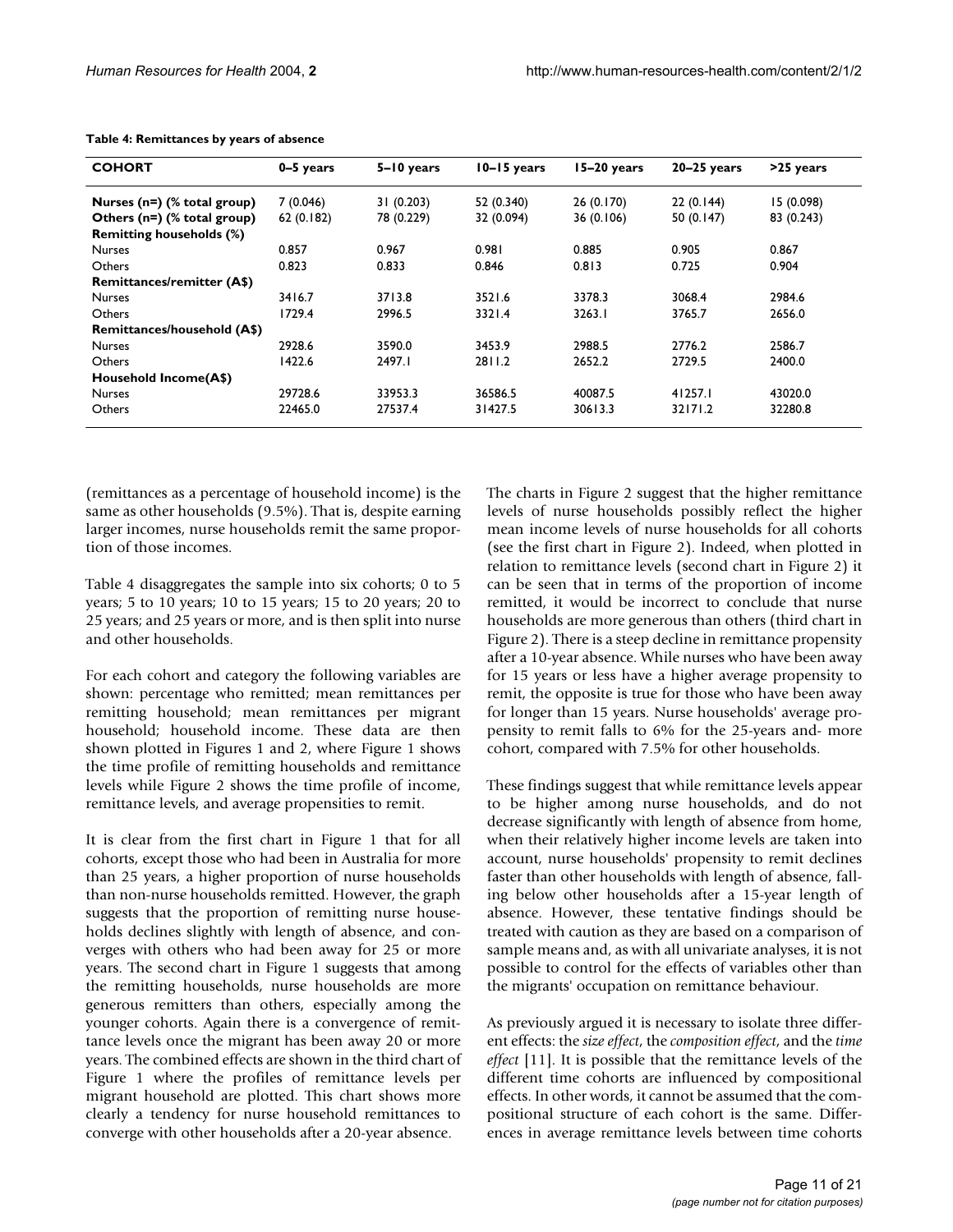**Table 4: Remittances by years of absence**

| COHORT | 0–5 years | 5–10 years | 10–15 years | 15–20 years | 20–25 years | >25 years |
| --- | --- | --- | --- | --- | --- | --- |
| **Nurses (n=) (% total group)** | 7 (0.046) | 31 (0.203) | 52 (0.340) | 26 (0.170) | 22 (0.144) | 15 (0.098) |
| **Others (n=) (% total group)** | 62 (0.182) | 78 (0.229) | 32 (0.094) | 36 (0.106) | 50 (0.147) | 83 (0.243) |
| **Remitting households (%)** | | | | | | |
| Nurses | 0.857 | 0.967 | 0.981 | 0.885 | 0.905 | 0.867 |
| Others | 0.823 | 0.833 | 0.846 | 0.813 | 0.725 | 0.904 |
| **Remittances/remitter (A$)** | | | | | | |
| Nurses | 3416.7 | 3713.8 | 3521.6 | 3378.3 | 3068.4 | 2984.6 |
| Others | 1729.4 | 2996.5 | 3321.4 | 3263.1 | 3765.7 | 2656.0 |
| **Remittances/household (A$)** | | | | | | |
| Nurses | 2928.6 | 3590.0 | 3453.9 | 2988.5 | 2776.2 | 2586.7 |
| Others | 1422.6 | 2497.1 | 2811.2 | 2652.2 | 2729.5 | 2400.0 |
| **Household Income(A$)** | | | | | | |
| Nurses | 29728.6 | 33953.3 | 36586.5 | 40087.5 | 41257.1 | 43020.0 |
| Others | 22465.0 | 27537.4 | 31427.5 | 30613.3 | 32171.2 | 32280.8 |

(remittances as a percentage of household income) is the same as other households (9.5%). That is, despite earning larger incomes, nurse households remit the same proportion of those incomes.

Table 4 disaggregates the sample into six cohorts; 0 to 5 years; 5 to 10 years; 10 to 15 years; 15 to 20 years; 20 to 25 years; and 25 years or more, and is then split into nurse and other households.

For each cohort and category the following variables are shown: percentage who remitted; mean remittances per remitting household; mean remittances per migrant household; household income. These data are then shown plotted in Figures 1 and 2, where Figure 1 shows the time profile of remitting households and remittance levels while Figure 2 shows the time profile of income, remittance levels, and average propensities to remit.

It is clear from the first chart in Figure 1 that for all cohorts, except those who had been in Australia for more than 25 years, a higher proportion of nurse households than non-nurse households remitted. However, the graph suggests that the proportion of remitting nurse households declines slightly with length of absence, and converges with others who had been away for 25 or more years. The second chart in Figure 1 suggests that among the remitting households, nurse households are more generous remitters than others, especially among the younger cohorts. Again there is a convergence of remittance levels once the migrant has been away 20 or more years. The combined effects are shown in the third chart of Figure 1 where the profiles of remittance levels per migrant household are plotted. This chart shows more clearly a tendency for nurse household remittances to converge with other households after a 20-year absence.

The charts in Figure 2 suggest that the higher remittance levels of nurse households possibly reflect the higher mean income levels of nurse households for all cohorts (see the first chart in Figure 2). Indeed, when plotted in relation to remittance levels (second chart in Figure 2) it can be seen that in terms of the proportion of income remitted, it would be incorrect to conclude that nurse households are more generous than others (third chart in Figure 2). There is a steep decline in remittance propensity after a 10-year absence. While nurses who have been away for 15 years or less have a higher average propensity to remit, the opposite is true for those who have been away for longer than 15 years. Nurse households' average propensity to remit falls to 6% for the 25-years and- more cohort, compared with 7.5% for other households.

These findings suggest that while remittance levels appear to be higher among nurse households, and do not decrease significantly with length of absence from home, when their relatively higher income levels are taken into account, nurse households' propensity to remit declines faster than other households with length of absence, falling below other households after a 15-year length of absence. However, these tentative findings should be treated with caution as they are based on a comparison of sample means and, as with all univariate analyses, it is not possible to control for the effects of variables other than the migrants' occupation on remittance behaviour.

As previously argued it is necessary to isolate three different effects: the *size effect*, the *composition effect*, and the *time effect* [11]. It is possible that the remittance levels of the different time cohorts are influenced by compositional effects. In other words, it cannot be assumed that the compositional structure of each cohort is the same. Differences in average remittance levels between time cohorts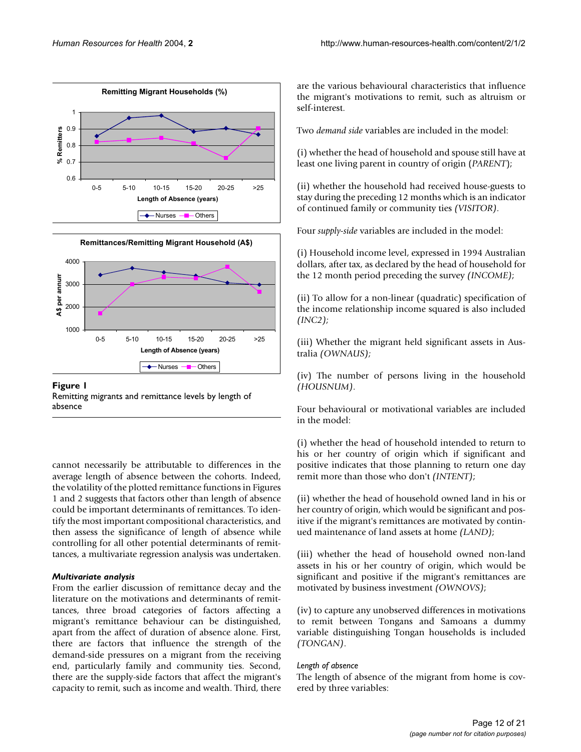**Figure 1**
Remitting migrants and remittance levels by length of absence

cannot necessarily be attributable to differences in the average length of absence between the cohorts. Indeed, the volatility of the plotted remittance functions in Figures 1 and 2 suggests that factors other than length of absence could be important determinants of remittances. To identify the most important compositional characteristics, and then assess the significance of length of absence while controlling for all other potential determinants of remittances, a multivariate regression analysis was undertaken.

### *Multivariate analysis*

From the earlier discussion of remittance decay and the literature on the motivations and determinants of remittances, three broad categories of factors affecting a migrant's remittance behaviour can be distinguished, apart from the affect of duration of absence alone. First, there are factors that influence the strength of the demand-side pressures on a migrant from the receiving end, particularly family and community ties. Second, there are the supply-side factors that affect the migrant's capacity to remit, such as income and wealth. Third, there are the various behavioural characteristics that influence the migrant's motivations to remit, such as altruism or self-interest.

Two *demand side* variables are included in the model:

(i) whether the head of household and spouse still have at least one living parent in country of origin (*PARENT*);

(ii) whether the household had received house-guests to stay during the preceding 12 months which is an indicator of continued family or community ties *(VISITOR)*.

Four *supply-side* variables are included in the model:

(i) Household income level, expressed in 1994 Australian dollars, after tax, as declared by the head of household for the 12 month period preceding the survey *(INCOME)*;

(ii) To allow for a non-linear (quadratic) specification of the income relationship income squared is also included *(INC2)*;

(iii) Whether the migrant held significant assets in Australia *(OWNAUS)*;

(iv) The number of persons living in the household *(HOUSNUM)*.

Four behavioural or motivational variables are included in the model:

(i) whether the head of household intended to return to his or her country of origin which if significant and positive indicates that those planning to return one day remit more than those who don't *(INTENT)*;

(ii) whether the head of household owned land in his or her country of origin, which would be significant and positive if the migrant's remittances are motivated by continued maintenance of land assets at home *(LAND)*;

(iii) whether the head of household owned non-land assets in his or her country of origin, which would be significant and positive if the migrant's remittances are motivated by business investment *(OWNOVS)*;

(iv) to capture any unobserved differences in motivations to remit between Tongans and Samoans a dummy variable distinguishing Tongan households is included *(TONGAN)*.

#### *Length of absence*

The length of absence of the migrant from home is covered by three variables: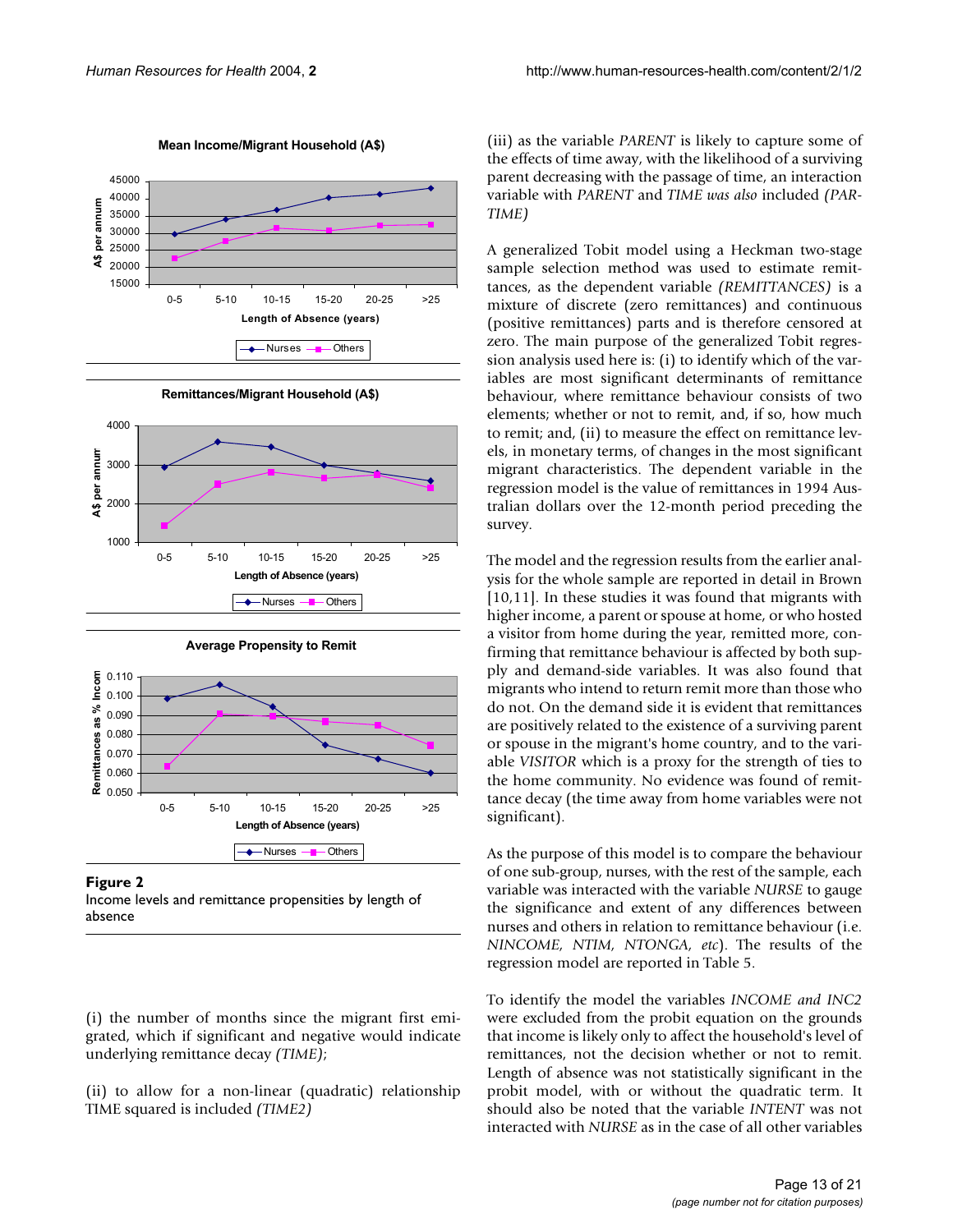Mean Income/Migrant Household (A$)

45000
40000
35000
30000
25000
20000
15000

A$ per annum

0-5 5-10 10-15 15-20 20-25 >25

Length of Absence (years)

Nurses Others

Remittances/Migrant Household (A$)

4000
3000
2000
1000

A$ per annum

0-5 5-10 10-15 15-20 20-25 >25

Length of Absence (years)

Nurses Others

Average Propensity to Remit

0.110
0.100
0.090
0.080
0.070
0.060
0.050

Remittances as % Incom

0-5 5-10 10-15 15-20 20-25 >25

Length of Absence (years)

Nurses Others

**Figure 2**
Income levels and remittance propensities by length of absence

(i) the number of months since the migrant first emigrated, which if significant and negative would indicate underlying remittance decay *(TIME)*;

(ii) to allow for a non-linear (quadratic) relationship TIME squared is included *(TIME2)*

(iii) as the variable *PARENT* is likely to capture some of the effects of time away, with the likelihood of a surviving parent decreasing with the passage of time, an interaction variable with *PARENT* and *TIME was also* included *(PARTIME)*

A generalized Tobit model using a Heckman two-stage sample selection method was used to estimate remittances, as the dependent variable *(REMITTANCES)* is a mixture of discrete (zero remittances) and continuous (positive remittances) parts and is therefore censored at zero. The main purpose of the generalized Tobit regression analysis used here is: (i) to identify which of the variables are most significant determinants of remittance behaviour, where remittance behaviour consists of two elements; whether or not to remit, and, if so, how much to remit; and, (ii) to measure the effect on remittance levels, in monetary terms, of changes in the most significant migrant characteristics. The dependent variable in the regression model is the value of remittances in 1994 Australian dollars over the 12-month period preceding the survey.

The model and the regression results from the earlier analysis for the whole sample are reported in detail in Brown [10,11]. In these studies it was found that migrants with higher income, a parent or spouse at home, or who hosted a visitor from home during the year, remitted more, confirming that remittance behaviour is affected by both supply and demand-side variables. It was also found that migrants who intend to return remit more than those who do not. On the demand side it is evident that remittances are positively related to the existence of a surviving parent or spouse in the migrant's home country, and to the variable *VISITOR* which is a proxy for the strength of ties to the home community. No evidence was found of remittance decay (the time away from home variables were not significant).

As the purpose of this model is to compare the behaviour of one sub-group, nurses, with the rest of the sample, each variable was interacted with the variable *NURSE* to gauge the significance and extent of any differences between nurses and others in relation to remittance behaviour (i.e. *NINCOME*, *NTIM*, *NTONGA*, *etc*). The results of the regression model are reported in Table 5.

To identify the model the variables *INCOME and INC2* were excluded from the probit equation on the grounds that income is likely only to affect the household's level of remittances, not the decision whether or not to remit. Length of absence was not statistically significant in the probit model, with or without the quadratic term. It should also be noted that the variable *INTENT* was not interacted with *NURSE* as in the case of all other variables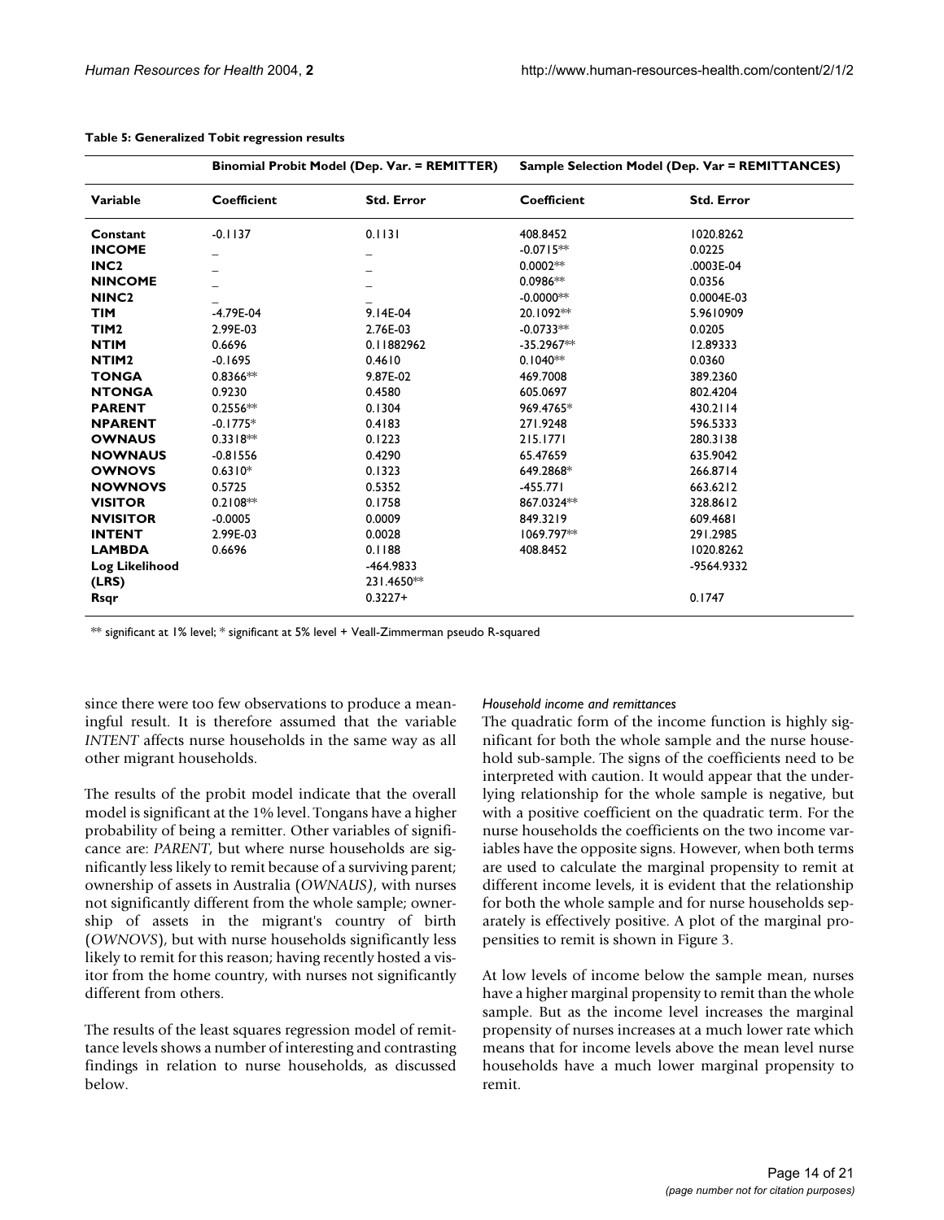**Table 5: Generalized Tobit regression results**

| | Binomial Probit Model (Dep. Var. = REMITTER) | | Sample Selection Model (Dep. Var = REMITTANCES) | |
|---|---|---|---|---|
| **Variable** | **Coefficient** | **Std. Error** | **Coefficient** | **Std. Error** |
| **Constant** | -0.1137 | 0.1131 | 408.8452 | 1020.8262 |
| **INCOME** | _ | _ | -0.0715** | 0.0225 |
| **INC2** | _ | _ | 0.0002** | .0003E-04 |
| **NINCOME** | _ | _ | 0.0986** | 0.0356 |
| **NINC2** | _ | _ | -0.0000** | 0.0004E-03 |
| **TIM** | -4.79E-04 | 9.14E-04 | 20.1092** | 5.9610909 |
| **TIM2** | 2.99E-03 | 2.76E-03 | -0.0733** | 0.0205 |
| **NTIM** | 0.6696 | 0.11882962 | -35.2967** | 12.89333 |
| **NTIM2** | -0.1695 | 0.4610 | 0.1040** | 0.0360 |
| **TONGA** | 0.8366** | 9.87E-02 | 469.7008 | 389.2360 |
| **NTONGA** | 0.9230 | 0.4580 | 605.0697 | 802.4204 |
| **PARENT** | 0.2556** | 0.1304 | 969.4765* | 430.2114 |
| **NPARENT** | -0.1775* | 0.4183 | 271.9248 | 596.5333 |
| **OWNAUS** | 0.3318** | 0.1223 | 215.1771 | 280.3138 |
| **NOWNAUS** | -0.81556 | 0.4290 | 65.47659 | 635.9042 |
| **OWNOVS** | 0.6310* | 0.1323 | 649.2868* | 266.8714 |
| **NOWNOVS** | 0.5725 | 0.5352 | -455.771 | 663.6212 |
| **VISITOR** | 0.2108** | 0.1758 | 867.0324** | 328.8612 |
| **NVISITOR** | -0.0005 | 0.0009 | 849.3219 | 609.4681 |
| **INTENT** | 2.99E-03 | 0.0028 | 1069.797** | 291.2985 |
| **LAMBDA** | 0.6696 | 0.1188 | 408.8452 | 1020.8262 |
| **Log Likelihood** | | -464.9833 | | -9564.9332 |
| **(LRS)** | | 231.4650** | | |
| **Rsqr** | | 0.3227+ | | 0.1747 |

** significant at 1% level; * significant at 5% level + Veall-Zimmerman pseudo R-squared

since there were too few observations to produce a meaningful result. It is therefore assumed that the variable *INTENT* affects nurse households in the same way as all other migrant households.

The results of the probit model indicate that the overall model is significant at the 1% level. Tongans have a higher probability of being a remitter. Other variables of significance are: *PARENT*, but where nurse households are significantly less likely to remit because of a surviving parent; ownership of assets in Australia (*OWNAUS)*, with nurses not significantly different from the whole sample; ownership of assets in the migrant's country of birth (*OWNOVS*), but with nurse households significantly less likely to remit for this reason; having recently hosted a visitor from the home country, with nurses not significantly different from others.

The results of the least squares regression model of remittance levels shows a number of interesting and contrasting findings in relation to nurse households, as discussed below.

*Household income and remittances*

The quadratic form of the income function is highly significant for both the whole sample and the nurse household sub-sample. The signs of the coefficients need to be interpreted with caution. It would appear that the underlying relationship for the whole sample is negative, but with a positive coefficient on the quadratic term. For the nurse households the coefficients on the two income variables have the opposite signs. However, when both terms are used to calculate the marginal propensity to remit at different income levels, it is evident that the relationship for both the whole sample and for nurse households separately is effectively positive. A plot of the marginal propensities to remit is shown in Figure 3.

At low levels of income below the sample mean, nurses have a higher marginal propensity to remit than the whole sample. But as the income level increases the marginal propensity of nurses increases at a much lower rate which means that for income levels above the mean level nurse households have a much lower marginal propensity to remit.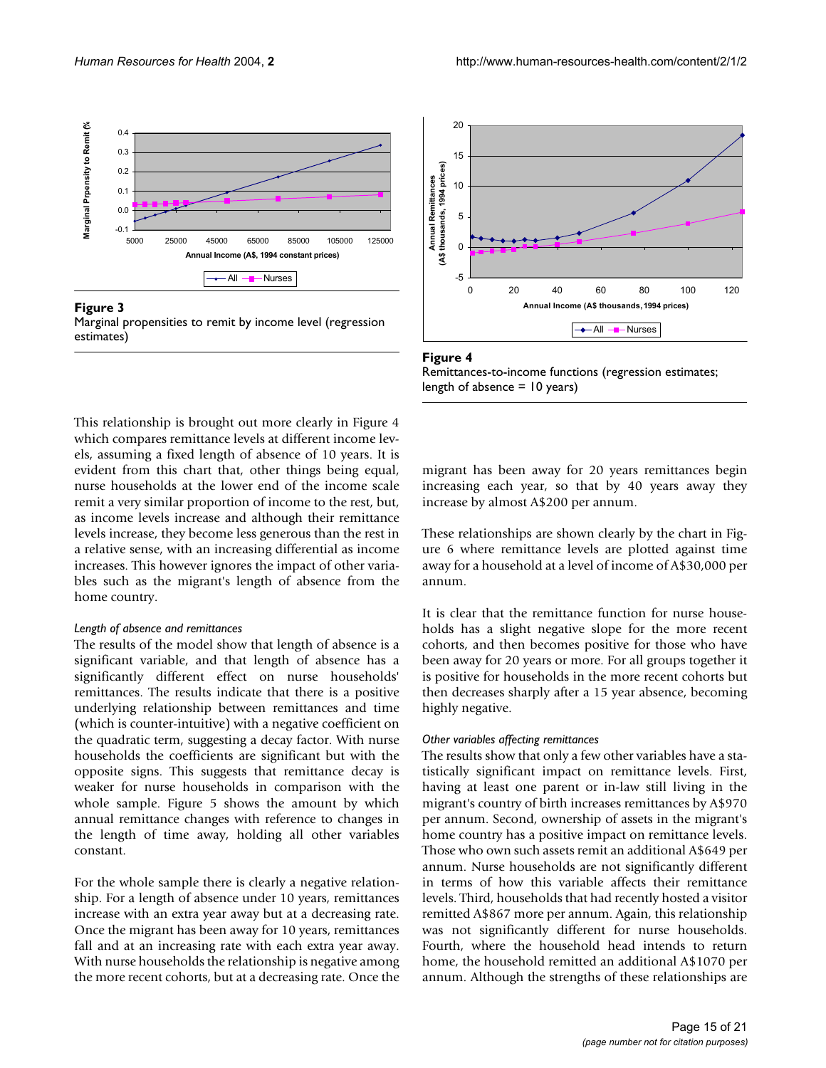**Figure 3**
Marginal propensities to remit by income level (regression estimates)

**Figure 4**
Remittances-to-income functions (regression estimates; length of absence = 10 years)

This relationship is brought out more clearly in Figure 4 which compares remittance levels at different income levels, assuming a fixed length of absence of 10 years. It is evident from this chart that, other things being equal, nurse households at the lower end of the income scale remit a very similar proportion of income to the rest, but, as income levels increase and although their remittance levels increase, they become less generous than the rest in a relative sense, with an increasing differential as income increases. This however ignores the impact of other variables such as the migrant's length of absence from the home country.

*Length of absence and remittances*

The results of the model show that length of absence is a significant variable, and that length of absence has a significantly different effect on nurse households' remittances. The results indicate that there is a positive underlying relationship between remittances and time (which is counter-intuitive) with a negative coefficient on the quadratic term, suggesting a decay factor. With nurse households the coefficients are significant but with the opposite signs. This suggests that remittance decay is weaker for nurse households in comparison with the whole sample. Figure 5 shows the amount by which annual remittance changes with reference to changes in the length of time away, holding all other variables constant.

For the whole sample there is clearly a negative relationship. For a length of absence under 10 years, remittances increase with an extra year away but at a decreasing rate. Once the migrant has been away for 10 years, remittances fall and at an increasing rate with each extra year away. With nurse households the relationship is negative among the more recent cohorts, but at a decreasing rate. Once the migrant has been away for 20 years remittances begin increasing each year, so that by 40 years away they increase by almost A$200 per annum.

These relationships are shown clearly by the chart in Figure 6 where remittance levels are plotted against time away for a household at a level of income of A$30,000 per annum.

It is clear that the remittance function for nurse households has a slight negative slope for the more recent cohorts, and then becomes positive for those who have been away for 20 years or more. For all groups together it is positive for households in the more recent cohorts but then decreases sharply after a 15 year absence, becoming highly negative.

*Other variables affecting remittances*

The results show that only a few other variables have a statistically significant impact on remittance levels. First, having at least one parent or in-law still living in the migrant's country of birth increases remittances by A$970 per annum. Second, ownership of assets in the migrant's home country has a positive impact on remittance levels. Those who own such assets remit an additional A$649 per annum. Nurse households are not significantly different in terms of how this variable affects their remittance levels. Third, households that had recently hosted a visitor remitted A$867 more per annum. Again, this relationship was not significantly different for nurse households. Fourth, where the household head intends to return home, the household remitted an additional A$1070 per annum. Although the strengths of these relationships are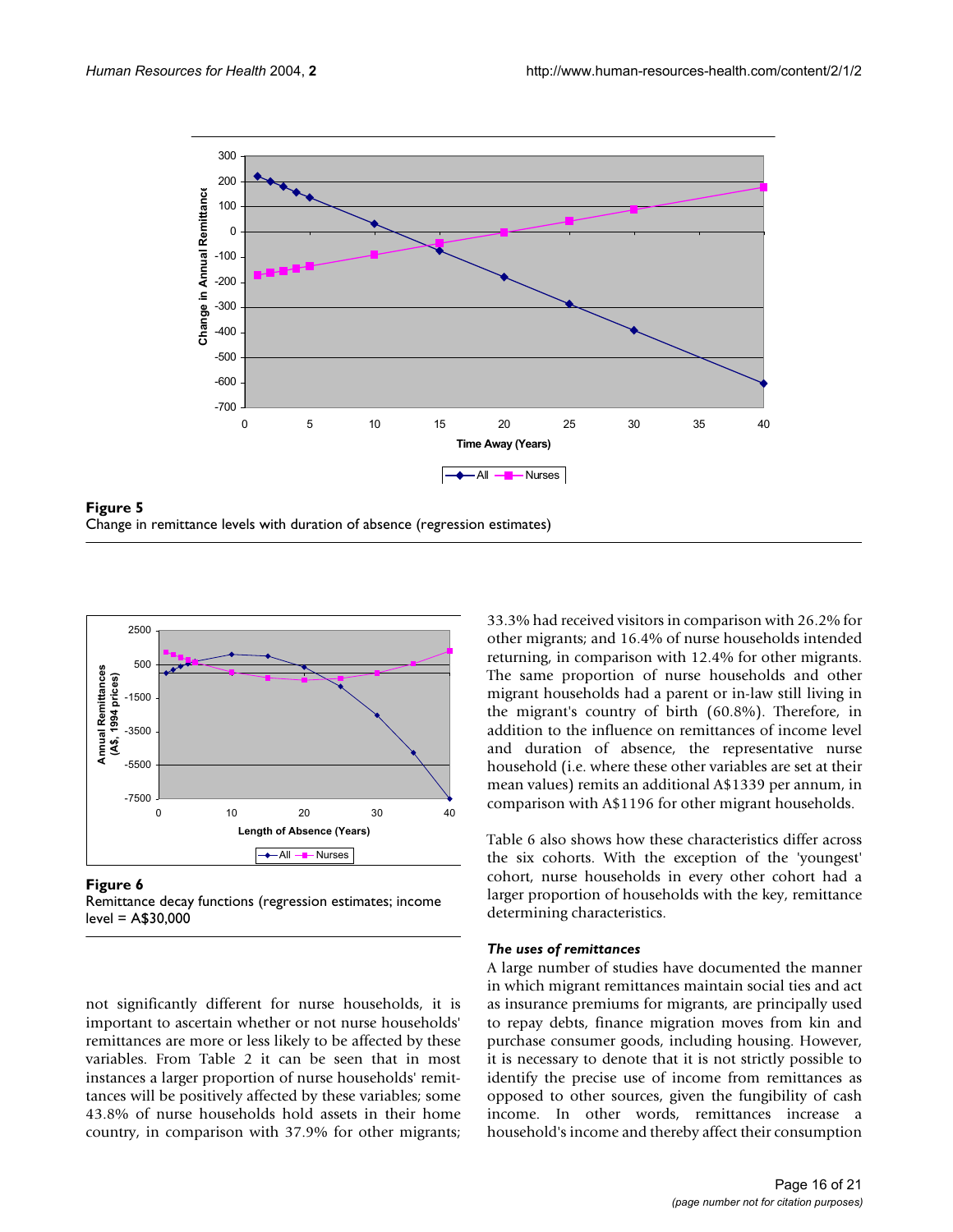**Figure 5**
Change in remittance levels with duration of absence (regression estimates)

**Figure 6**
Remittance decay functions (regression estimates; income level = A$30,000

not significantly different for nurse households, it is important to ascertain whether or not nurse households' remittances are more or less likely to be affected by these variables. From Table 2 it can be seen that in most instances a larger proportion of nurse households' remittances will be positively affected by these variables; some 43.8% of nurse households hold assets in their home country, in comparison with 37.9% for other migrants; 33.3% had received visitors in comparison with 26.2% for other migrants; and 16.4% of nurse households intended returning, in comparison with 12.4% for other migrants. The same proportion of nurse households and other migrant households had a parent or in-law still living in the migrant's country of birth (60.8%). Therefore, in addition to the influence on remittances of income level and duration of absence, the representative nurse household (i.e. where these other variables are set at their mean values) remits an additional A$1339 per annum, in comparison with A$1196 for other migrant households.

Table 6 also shows how these characteristics differ across the six cohorts. With the exception of the 'youngest' cohort, nurse households in every other cohort had a larger proportion of households with the key, remittance determining characteristics.

### *The uses of remittances*

A large number of studies have documented the manner in which migrant remittances maintain social ties and act as insurance premiums for migrants, are principally used to repay debts, finance migration moves from kin and purchase consumer goods, including housing. However, it is necessary to denote that it is not strictly possible to identify the precise use of income from remittances as opposed to other sources, given the fungibility of cash income. In other words, remittances increase a household's income and thereby affect their consumption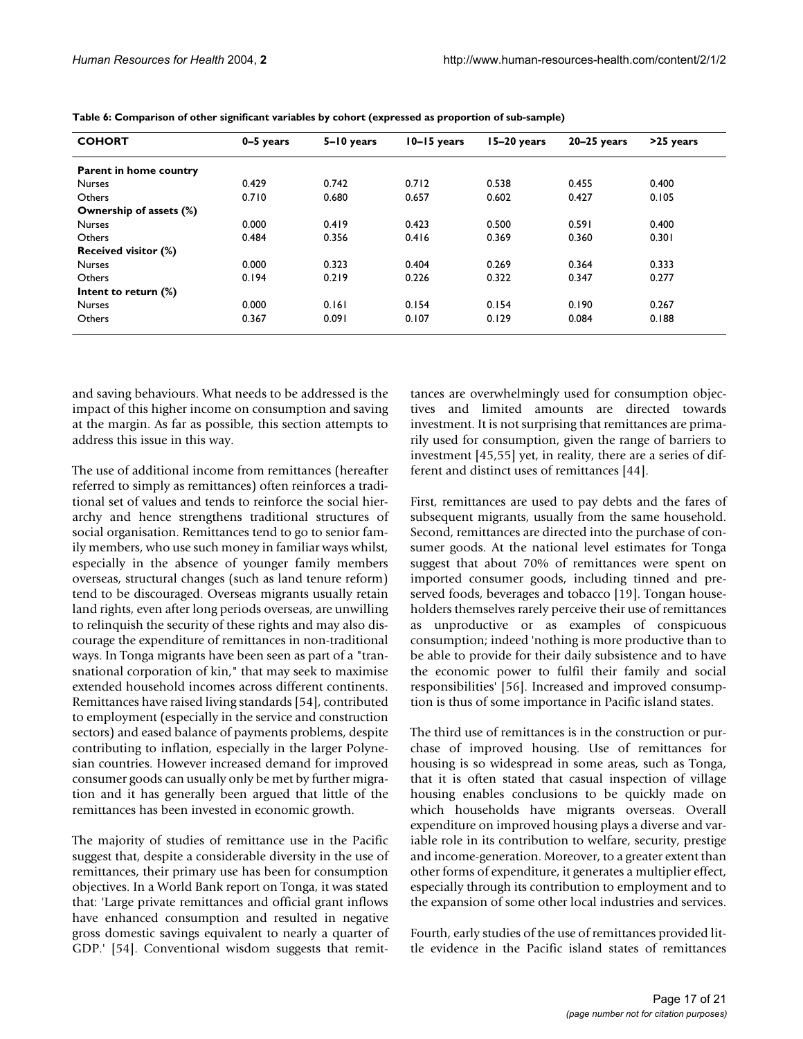**Table 6: Comparison of other significant variables by cohort (expressed as proportion of sub-sample)**

| COHORT | 0–5 years | 5–10 years | 10–15 years | 15–20 years | 20–25 years | >25 years |
|---|---|---|---|---|---|---|
| **Parent in home country** | | | | | | |
| Nurses | 0.429 | 0.742 | 0.712 | 0.538 | 0.455 | 0.400 |
| Others | 0.710 | 0.680 | 0.657 | 0.602 | 0.427 | 0.105 |
| **Ownership of assets (%)** | | | | | | |
| Nurses | 0.000 | 0.419 | 0.423 | 0.500 | 0.591 | 0.400 |
| Others | 0.484 | 0.356 | 0.416 | 0.369 | 0.360 | 0.301 |
| **Received visitor (%)** | | | | | | |
| Nurses | 0.000 | 0.323 | 0.404 | 0.269 | 0.364 | 0.333 |
| Others | 0.194 | 0.219 | 0.226 | 0.322 | 0.347 | 0.277 |
| **Intent to return (%)** | | | | | | |
| Nurses | 0.000 | 0.161 | 0.154 | 0.154 | 0.190 | 0.267 |
| Others | 0.367 | 0.091 | 0.107 | 0.129 | 0.084 | 0.188 |

and saving behaviours. What needs to be addressed is the impact of this higher income on consumption and saving at the margin. As far as possible, this section attempts to address this issue in this way.

The use of additional income from remittances (hereafter referred to simply as remittances) often reinforces a traditional set of values and tends to reinforce the social hierarchy and hence strengthens traditional structures of social organisation. Remittances tend to go to senior family members, who use such money in familiar ways whilst, especially in the absence of younger family members overseas, structural changes (such as land tenure reform) tend to be discouraged. Overseas migrants usually retain land rights, even after long periods overseas, are unwilling to relinquish the security of these rights and may also discourage the expenditure of remittances in non-traditional ways. In Tonga migrants have been seen as part of a "transnational corporation of kin," that may seek to maximise extended household incomes across different continents. Remittances have raised living standards [54], contributed to employment (especially in the service and construction sectors) and eased balance of payments problems, despite contributing to inflation, especially in the larger Polynesian countries. However increased demand for improved consumer goods can usually only be met by further migration and it has generally been argued that little of the remittances has been invested in economic growth.

The majority of studies of remittance use in the Pacific suggest that, despite a considerable diversity in the use of remittances, their primary use has been for consumption objectives. In a World Bank report on Tonga, it was stated that: 'Large private remittances and official grant inflows have enhanced consumption and resulted in negative gross domestic savings equivalent to nearly a quarter of GDP.' [54]. Conventional wisdom suggests that remittances are overwhelmingly used for consumption objectives and limited amounts are directed towards investment. It is not surprising that remittances are primarily used for consumption, given the range of barriers to investment [45,55] yet, in reality, there are a series of different and distinct uses of remittances [44].

First, remittances are used to pay debts and the fares of subsequent migrants, usually from the same household. Second, remittances are directed into the purchase of consumer goods. At the national level estimates for Tonga suggest that about 70% of remittances were spent on imported consumer goods, including tinned and preserved foods, beverages and tobacco [19]. Tongan householders themselves rarely perceive their use of remittances as unproductive or as examples of conspicuous consumption; indeed 'nothing is more productive than to be able to provide for their daily subsistence and to have the economic power to fulfil their family and social responsibilities' [56]. Increased and improved consumption is thus of some importance in Pacific island states.

The third use of remittances is in the construction or purchase of improved housing. Use of remittances for housing is so widespread in some areas, such as Tonga, that it is often stated that casual inspection of village housing enables conclusions to be quickly made on which households have migrants overseas. Overall expenditure on improved housing plays a diverse and variable role in its contribution to welfare, security, prestige and income-generation. Moreover, to a greater extent than other forms of expenditure, it generates a multiplier effect, especially through its contribution to employment and to the expansion of some other local industries and services.

Fourth, early studies of the use of remittances provided little evidence in the Pacific island states of remittances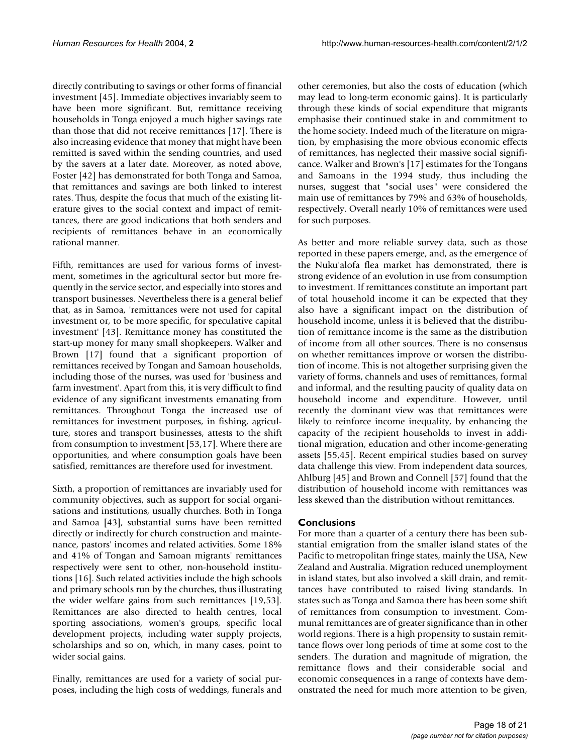directly contributing to savings or other forms of financial investment [45]. Immediate objectives invariably seem to have been more significant. But, remittance receiving households in Tonga enjoyed a much higher savings rate than those that did not receive remittances [17]. There is also increasing evidence that money that might have been remitted is saved within the sending countries, and used by the savers at a later date. Moreover, as noted above, Foster [42] has demonstrated for both Tonga and Samoa, that remittances and savings are both linked to interest rates. Thus, despite the focus that much of the existing literature gives to the social context and impact of remittances, there are good indications that both senders and recipients of remittances behave in an economically rational manner.

Fifth, remittances are used for various forms of investment, sometimes in the agricultural sector but more frequently in the service sector, and especially into stores and transport businesses. Nevertheless there is a general belief that, as in Samoa, 'remittances were not used for capital investment or, to be more specific, for speculative capital investment' [43]. Remittance money has constituted the start-up money for many small shopkeepers. Walker and Brown [17] found that a significant proportion of remittances received by Tongan and Samoan households, including those of the nurses, was used for 'business and farm investment'. Apart from this, it is very difficult to find evidence of any significant investments emanating from remittances. Throughout Tonga the increased use of remittances for investment purposes, in fishing, agriculture, stores and transport businesses, attests to the shift from consumption to investment [53,17]. Where there are opportunities, and where consumption goals have been satisfied, remittances are therefore used for investment.

Sixth, a proportion of remittances are invariably used for community objectives, such as support for social organisations and institutions, usually churches. Both in Tonga and Samoa [43], substantial sums have been remitted directly or indirectly for church construction and maintenance, pastors' incomes and related activities. Some 18% and 41% of Tongan and Samoan migrants' remittances respectively were sent to other, non-household institutions [16]. Such related activities include the high schools and primary schools run by the churches, thus illustrating the wider welfare gains from such remittances [19,53]. Remittances are also directed to health centres, local sporting associations, women's groups, specific local development projects, including water supply projects, scholarships and so on, which, in many cases, point to wider social gains.

Finally, remittances are used for a variety of social purposes, including the high costs of weddings, funerals and other ceremonies, but also the costs of education (which may lead to long-term economic gains). It is particularly through these kinds of social expenditure that migrants emphasise their continued stake in and commitment to the home society. Indeed much of the literature on migration, by emphasising the more obvious economic effects of remittances, has neglected their massive social significance. Walker and Brown's [17] estimates for the Tongans and Samoans in the 1994 study, thus including the nurses, suggest that "social uses" were considered the main use of remittances by 79% and 63% of households, respectively. Overall nearly 10% of remittances were used for such purposes.

As better and more reliable survey data, such as those reported in these papers emerge, and, as the emergence of the Nuku'alofa flea market has demonstrated, there is strong evidence of an evolution in use from consumption to investment. If remittances constitute an important part of total household income it can be expected that they also have a significant impact on the distribution of household income, unless it is believed that the distribution of remittance income is the same as the distribution of income from all other sources. There is no consensus on whether remittances improve or worsen the distribution of income. This is not altogether surprising given the variety of forms, channels and uses of remittances, formal and informal, and the resulting paucity of quality data on household income and expenditure. However, until recently the dominant view was that remittances were likely to reinforce income inequality, by enhancing the capacity of the recipient households to invest in additional migration, education and other income-generating assets [55,45]. Recent empirical studies based on survey data challenge this view. From independent data sources, Ahlburg [45] and Brown and Connell [57] found that the distribution of household income with remittances was less skewed than the distribution without remittances.

## Conclusions

For more than a quarter of a century there has been substantial emigration from the smaller island states of the Pacific to metropolitan fringe states, mainly the USA, New Zealand and Australia. Migration reduced unemployment in island states, but also involved a skill drain, and remittances have contributed to raised living standards. In states such as Tonga and Samoa there has been some shift of remittances from consumption to investment. Communal remittances are of greater significance than in other world regions. There is a high propensity to sustain remittance flows over long periods of time at some cost to the senders. The duration and magnitude of migration, the remittance flows and their considerable social and economic consequences in a range of contexts have demonstrated the need for much more attention to be given,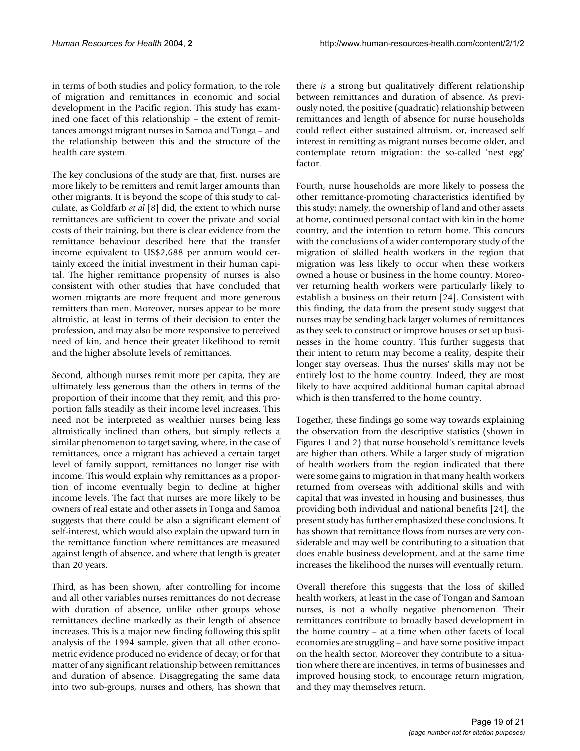in terms of both studies and policy formation, to the role of migration and remittances in economic and social development in the Pacific region. This study has examined one facet of this relationship – the extent of remittances amongst migrant nurses in Samoa and Tonga – and the relationship between this and the structure of the health care system.

The key conclusions of the study are that, first, nurses are more likely to be remitters and remit larger amounts than other migrants. It is beyond the scope of this study to calculate, as Goldfarb *et al* [8] did, the extent to which nurse remittances are sufficient to cover the private and social costs of their training, but there is clear evidence from the remittance behaviour described here that the transfer income equivalent to US$2,688 per annum would certainly exceed the initial investment in their human capital. The higher remittance propensity of nurses is also consistent with other studies that have concluded that women migrants are more frequent and more generous remitters than men. Moreover, nurses appear to be more altruistic, at least in terms of their decision to enter the profession, and may also be more responsive to perceived need of kin, and hence their greater likelihood to remit and the higher absolute levels of remittances.

Second, although nurses remit more per capita, they are ultimately less generous than the others in terms of the proportion of their income that they remit, and this proportion falls steadily as their income level increases. This need not be interpreted as wealthier nurses being less altruistically inclined than others, but simply reflects a similar phenomenon to target saving, where, in the case of remittances, once a migrant has achieved a certain target level of family support, remittances no longer rise with income. This would explain why remittances as a proportion of income eventually begin to decline at higher income levels. The fact that nurses are more likely to be owners of real estate and other assets in Tonga and Samoa suggests that there could be also a significant element of self-interest, which would also explain the upward turn in the remittance function where remittances are measured against length of absence, and where that length is greater than 20 years.

Third, as has been shown, after controlling for income and all other variables nurses remittances do not decrease with duration of absence, unlike other groups whose remittances decline markedly as their length of absence increases. This is a major new finding following this split analysis of the 1994 sample, given that all other econometric evidence produced no evidence of decay; or for that matter of any significant relationship between remittances and duration of absence. Disaggregating the same data into two sub-groups, nurses and others, has shown that there *is* a strong but qualitatively different relationship between remittances and duration of absence. As previously noted, the positive (quadratic) relationship between remittances and length of absence for nurse households could reflect either sustained altruism, or, increased self interest in remitting as migrant nurses become older, and contemplate return migration: the so-called 'nest egg' factor.

Fourth, nurse households are more likely to possess the other remittance-promoting characteristics identified by this study; namely, the ownership of land and other assets at home, continued personal contact with kin in the home country, and the intention to return home. This concurs with the conclusions of a wider contemporary study of the migration of skilled health workers in the region that migration was less likely to occur when these workers owned a house or business in the home country. Moreover returning health workers were particularly likely to establish a business on their return [24]. Consistent with this finding, the data from the present study suggest that nurses may be sending back larger volumes of remittances as they seek to construct or improve houses or set up businesses in the home country. This further suggests that their intent to return may become a reality, despite their longer stay overseas. Thus the nurses' skills may not be entirely lost to the home country. Indeed, they are most likely to have acquired additional human capital abroad which is then transferred to the home country.

Together, these findings go some way towards explaining the observation from the descriptive statistics (shown in Figures 1 and 2) that nurse household's remittance levels are higher than others. While a larger study of migration of health workers from the region indicated that there were some gains to migration in that many health workers returned from overseas with additional skills and with capital that was invested in housing and businesses, thus providing both individual and national benefits [24], the present study has further emphasized these conclusions. It has shown that remittance flows from nurses are very considerable and may well be contributing to a situation that does enable business development, and at the same time increases the likelihood the nurses will eventually return.

Overall therefore this suggests that the loss of skilled health workers, at least in the case of Tongan and Samoan nurses, is not a wholly negative phenomenon. Their remittances contribute to broadly based development in the home country – at a time when other facets of local economies are struggling – and have some positive impact on the health sector. Moreover they contribute to a situation where there are incentives, in terms of businesses and improved housing stock, to encourage return migration, and they may themselves return.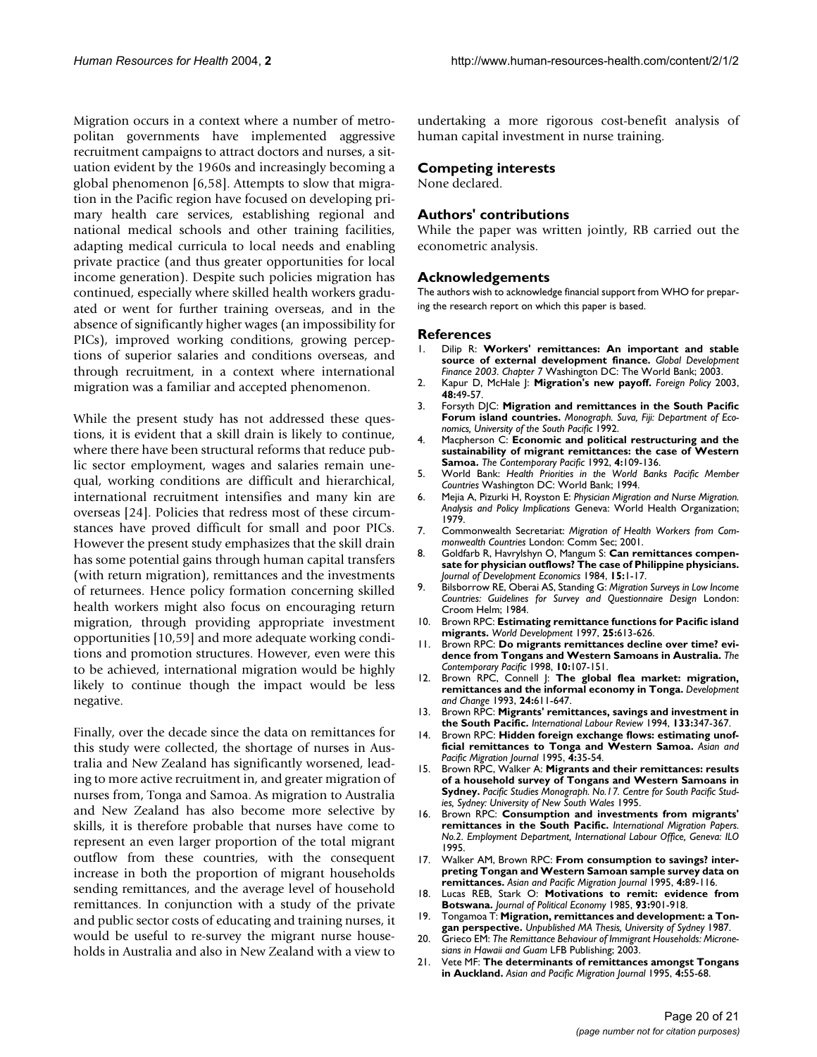Migration occurs in a context where a number of metropolitan governments have implemented aggressive recruitment campaigns to attract doctors and nurses, a situation evident by the 1960s and increasingly becoming a global phenomenon [6,58]. Attempts to slow that migration in the Pacific region have focused on developing primary health care services, establishing regional and national medical schools and other training facilities, adapting medical curricula to local needs and enabling private practice (and thus greater opportunities for local income generation). Despite such policies migration has continued, especially where skilled health workers graduated or went for further training overseas, and in the absence of significantly higher wages (an impossibility for PICs), improved working conditions, growing perceptions of superior salaries and conditions overseas, and through recruitment, in a context where international migration was a familiar and accepted phenomenon.

While the present study has not addressed these questions, it is evident that a skill drain is likely to continue, where there have been structural reforms that reduce public sector employment, wages and salaries remain unequal, working conditions are difficult and hierarchical, international recruitment intensifies and many kin are overseas [24]. Policies that redress most of these circumstances have proved difficult for small and poor PICs. However the present study emphasizes that the skill drain has some potential gains through human capital transfers (with return migration), remittances and the investments of returnees. Hence policy formation concerning skilled health workers might also focus on encouraging return migration, through providing appropriate investment opportunities [10,59] and more adequate working conditions and promotion structures. However, even were this to be achieved, international migration would be highly likely to continue though the impact would be less negative.

Finally, over the decade since the data on remittances for this study were collected, the shortage of nurses in Australia and New Zealand has significantly worsened, leading to more active recruitment in, and greater migration of nurses from, Tonga and Samoa. As migration to Australia and New Zealand has also become more selective by skills, it is therefore probable that nurses have come to represent an even larger proportion of the total migrant outflow from these countries, with the consequent increase in both the proportion of migrant households sending remittances, and the average level of household remittances. In conjunction with a study of the private and public sector costs of educating and training nurses, it would be useful to re-survey the migrant nurse households in Australia and also in New Zealand with a view to undertaking a more rigorous cost-benefit analysis of human capital investment in nurse training.

## Competing interests

None declared.

## Authors' contributions

While the paper was written jointly, RB carried out the econometric analysis.

## Acknowledgements

The authors wish to acknowledge financial support from WHO for preparing the research report on which this paper is based.

## References

1. Dilip R: **Workers' remittances: An important and stable source of external development finance.** *Global Development Finance 2003. Chapter 7* Washington DC: The World Bank; 2003.
2. Kapur D, McHale J: **Migration's new payoff.** *Foreign Policy* 2003, **48:**49-57.
3. Forsyth DJC: **Migration and remittances in the South Pacific Forum island countries.** *Monograph. Suva, Fiji: Department of Economics, University of the South Pacific* 1992.
4. Macpherson C: **Economic and political restructuring and the sustainability of migrant remittances: the case of Western Samoa.** *The Contemporary Pacific* 1992, **4:**109-136.
5. World Bank: *Health Priorities in the World Banks Pacific Member Countries* Washington DC: World Bank; 1994.
6. Mejia A, Pizurki H, Royston E: *Physician Migration and Nurse Migration. Analysis and Policy Implications* Geneva: World Health Organization; 1979.
7. Commonwealth Secretariat: *Migration of Health Workers from Commonwealth Countries* London: Comm Sec; 2001.
8. Goldfarb R, Havrylshyn O, Mangum S: **Can remittances compensate for physician outflows? The case of Philippine physicians.** *Journal of Development Economics* 1984, **15:**1-17.
9. Bilsborrow RE, Oberai AS, Standing G: *Migration Surveys in Low Income Countries: Guidelines for Survey and Questionnaire Design* London: Croom Helm; 1984.
10. Brown RPC: **Estimating remittance functions for Pacific island migrants.** *World Development* 1997, **25:**613-626.
11. Brown RPC: **Do migrants remittances decline over time? evidence from Tongans and Western Samoans in Australia.** *The Contemporary Pacific* 1998, **10:**107-151.
12. Brown RPC, Connell J: **The global flea market: migration, remittances and the informal economy in Tonga.** *Development and Change* 1993, **24:**611-647.
13. Brown RPC: **Migrants' remittances, savings and investment in the South Pacific.** *International Labour Review* 1994, **133:**347-367.
14. Brown RPC: **Hidden foreign exchange flows: estimating unofficial remittances to Tonga and Western Samoa.** *Asian and Pacific Migration Journal* 1995, **4:**35-54.
15. Brown RPC, Walker A: **Migrants and their remittances: results of a household survey of Tongans and Western Samoans in Sydney.** *Pacific Studies Monograph. No.17. Centre for South Pacific Studies, Sydney: University of New South Wales* 1995.
16. Brown RPC: **Consumption and investments from migrants' remittances in the South Pacific.** *International Migration Papers. No.2. Employment Department, International Labour Office, Geneva: ILO* 1995.
17. Walker AM, Brown RPC: **From consumption to savings? interpreting Tongan and Western Samoan sample survey data on remittances.** *Asian and Pacific Migration Journal* 1995, **4:**89-116.
18. Lucas REB, Stark O: **Motivations to remit: evidence from Botswana.** *Journal of Political Economy* 1985, **93:**901-918.
19. Tongamoa T: **Migration, remittances and development: a Tongan perspective.** *Unpublished MA Thesis, University of Sydney* 1987.
20. Grieco EM: *The Remittance Behaviour of Immigrant Households: Micronesians in Hawaii and Guam* LFB Publishing; 2003.
21. Vete MF: **The determinants of remittances amongst Tongans in Auckland.** *Asian and Pacific Migration Journal* 1995, **4:**55-68.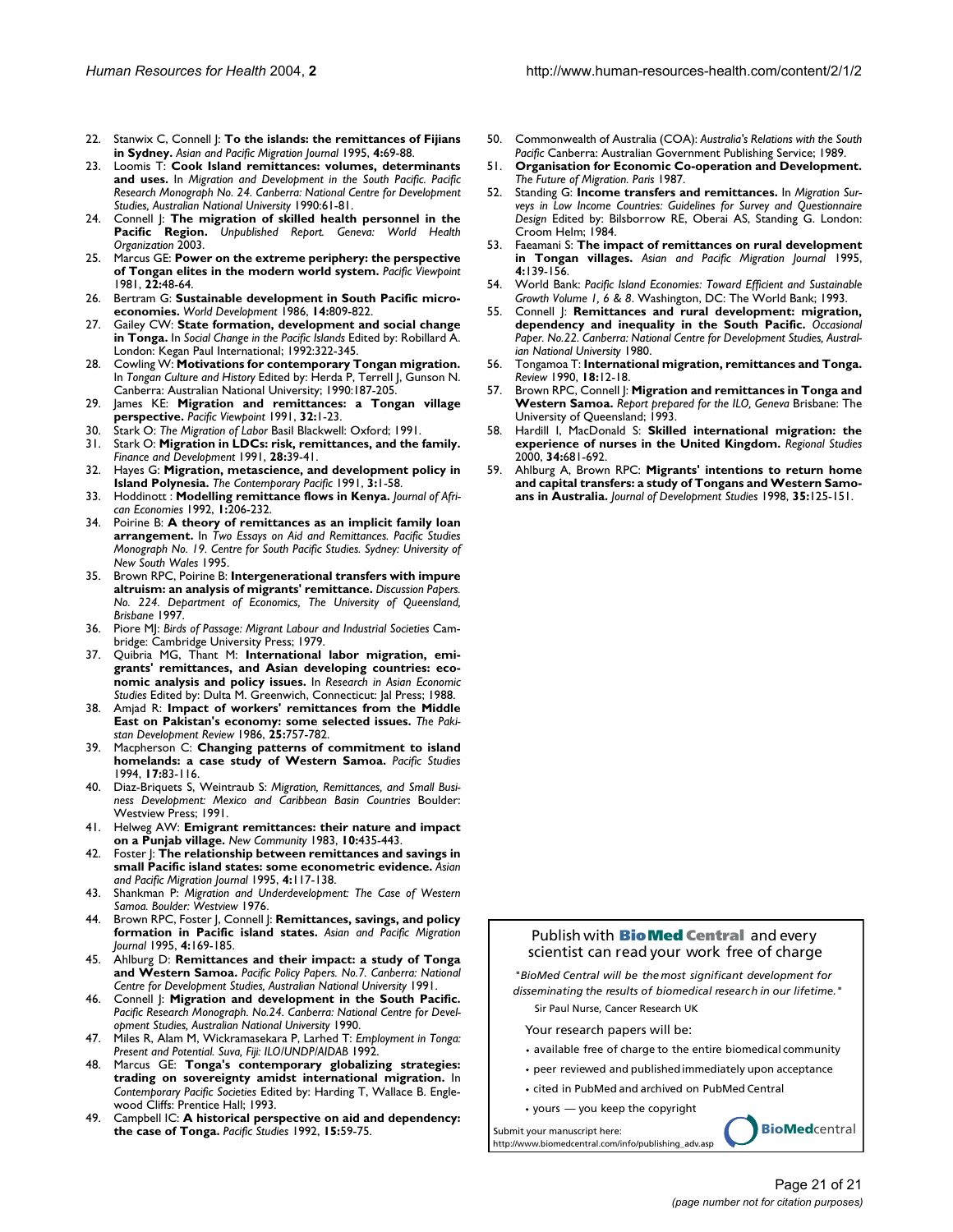22. Stanwix C, Connell J: **To the islands: the remittances of Fijians in Sydney.** *Asian and Pacific Migration Journal* 1995, **4:**69-88.
23. Loomis T: **Cook Island remittances: volumes, determinants and uses.** In *Migration and Development in the South Pacific. Pacific Research Monograph No. 24. Canberra: National Centre for Development Studies, Australian National University* 1990:61-81.
24. Connell J: **The migration of skilled health personnel in the Pacific Region.** *Unpublished Report. Geneva: World Health Organization* 2003.
25. Marcus GE: **Power on the extreme periphery: the perspective of Tongan elites in the modern world system.** *Pacific Viewpoint* 1981, **22:**48-64.
26. Bertram G: **Sustainable development in South Pacific micro-economies.** *World Development* 1986, **14:**809-822.
27. Gailey CW: **State formation, development and social change in Tonga.** In *Social Change in the Pacific Islands* Edited by: Robillard A. London: Kegan Paul International; 1992:322-345.
28. Cowling W: **Motivations for contemporary Tongan migration.** In *Tongan Culture and History* Edited by: Herda P, Terrell J, Gunson N. Canberra: Australian National University; 1990:187-205.
29. James KE: **Migration and remittances: a Tongan village perspective.** *Pacific Viewpoint* 1991, **32:**1-23.
30. Stark O: *The Migration of Labor* Basil Blackwell: Oxford; 1991.
31. Stark O: **Migration in LDCs: risk, remittances, and the family.** *Finance and Development* 1991, **28:**39-41.
32. Hayes G: **Migration, metascience, and development policy in Island Polynesia.** *The Contemporary Pacific* 1991, **3:**1-58.
33. Hoddinott : **Modelling remittance flows in Kenya.** *Journal of African Economies* 1992, **1:**206-232.
34. Poirine B: **A theory of remittances as an implicit family loan arrangement.** In *Two Essays on Aid and Remittances. Pacific Studies Monograph No. 19. Centre for South Pacific Studies. Sydney: University of New South Wales* 1995.
35. Brown RPC, Poirine B: **Intergenerational transfers with impure altruism: an analysis of migrants' remittance.** *Discussion Papers. No. 224. Department of Economics, The University of Queensland, Brisbane* 1997.
36. Piore MJ: *Birds of Passage: Migrant Labour and Industrial Societies* Cambridge: Cambridge University Press; 1979.
37. Quibria MG, Thant M: **International labor migration, emigrants' remittances, and Asian developing countries: economic analysis and policy issues.** In *Research in Asian Economic Studies* Edited by: Dulta M. Greenwich, Connecticut: Jal Press; 1988.
38. Amjad R: **Impact of workers' remittances from the Middle East on Pakistan's economy: some selected issues.** *The Pakistan Development Review* 1986, **25:**757-782.
39. Macpherson C: **Changing patterns of commitment to island homelands: a case study of Western Samoa.** *Pacific Studies* 1994, **17:**83-116.
40. Diaz-Briquets S, Weintraub S: *Migration, Remittances, and Small Business Development: Mexico and Caribbean Basin Countries* Boulder: Westview Press; 1991.
41. Helweg AW: **Emigrant remittances: their nature and impact on a Punjab village.** *New Community* 1983, **10:**435-443.
42. Foster J: **The relationship between remittances and savings in small Pacific island states: some econometric evidence.** *Asian and Pacific Migration Journal* 1995, **4:**117-138.
43. Shankman P: *Migration and Underdevelopment: The Case of Western Samoa. Boulder: Westview* 1976.
44. Brown RPC, Foster J, Connell J: **Remittances, savings, and policy formation in Pacific island states.** *Asian and Pacific Migration Journal* 1995, **4:**169-185.
45. Ahlburg D: **Remittances and their impact: a study of Tonga and Western Samoa.** *Pacific Policy Papers. No.7. Canberra: National Centre for Development Studies, Australian National University* 1991.
46. Connell J: **Migration and development in the South Pacific.** *Pacific Research Monograph. No.24. Canberra: National Centre for Development Studies, Australian National University* 1990.
47. Miles R, Alam M, Wickramasekara P, Larhed T: *Employment in Tonga: Present and Potential. Suva, Fiji: ILO/UNDP/AIDAB* 1992.
48. Marcus GE: **Tonga's contemporary globalizing strategies: trading on sovereignty amidst international migration.** In *Contemporary Pacific Societies* Edited by: Harding T, Wallace B. Englewood Cliffs: Prentice Hall; 1993.
49. Campbell IC: **A historical perspective on aid and dependency: the case of Tonga.** *Pacific Studies* 1992, **15:**59-75.
50. Commonwealth of Australia (COA): *Australia's Relations with the South Pacific* Canberra: Australian Government Publishing Service; 1989.
51. **Organisation for Economic Co-operation and Development.** *The Future of Migration. Paris* 1987.
52. Standing G: **Income transfers and remittances.** In *Migration Surveys in Low Income Countries: Guidelines for Survey and Questionnaire Design* Edited by: Bilsborrow RE, Oberai AS, Standing G. London: Croom Helm; 1984.
53. Faeamani S: **The impact of remittances on rural development in Tongan villages.** *Asian and Pacific Migration Journal* 1995, **4:**139-156.
54. World Bank: *Pacific Island Economies: Toward Efficient and Sustainable Growth Volume 1, 6 & 8*. Washington, DC: The World Bank; 1993.
55. Connell J: **Remittances and rural development: migration, dependency and inequality in the South Pacific.** *Occasional Paper. No.22. Canberra: National Centre for Development Studies, Australian National University* 1980.
56. Tongamoa T: **International migration, remittances and Tonga.** *Review* 1990, **18:**12-18.
57. Brown RPC, Connell J: **Migration and remittances in Tonga and Western Samoa.** *Report prepared for the ILO, Geneva* Brisbane: The University of Queensland; 1993.
58. Hardill I, MacDonald S: **Skilled international migration: the experience of nurses in the United Kingdom.** *Regional Studies* 2000, **34:**681-692.
59. Ahlburg A, Brown RPC: **Migrants' intentions to return home and capital transfers: a study of Tongans and Western Samoans in Australia.** *Journal of Development Studies* 1998, **35:**125-151.

Publish with **BioMed Central** and every scientist can read your work free of charge

*"BioMed Central will be the most significant development for disseminating the results of biomedical research in our lifetime."*
Sir Paul Nurse, Cancer Research UK

Your research papers will be:

- available free of charge to the entire biomedical community
- peer reviewed and published immediately upon acceptance
- cited in PubMed and archived on PubMed Central
- yours — you keep the copyright

Submit your manuscript here:
http://www.biomedcentral.com/info/publishing_adv.asp

**BioMed**central